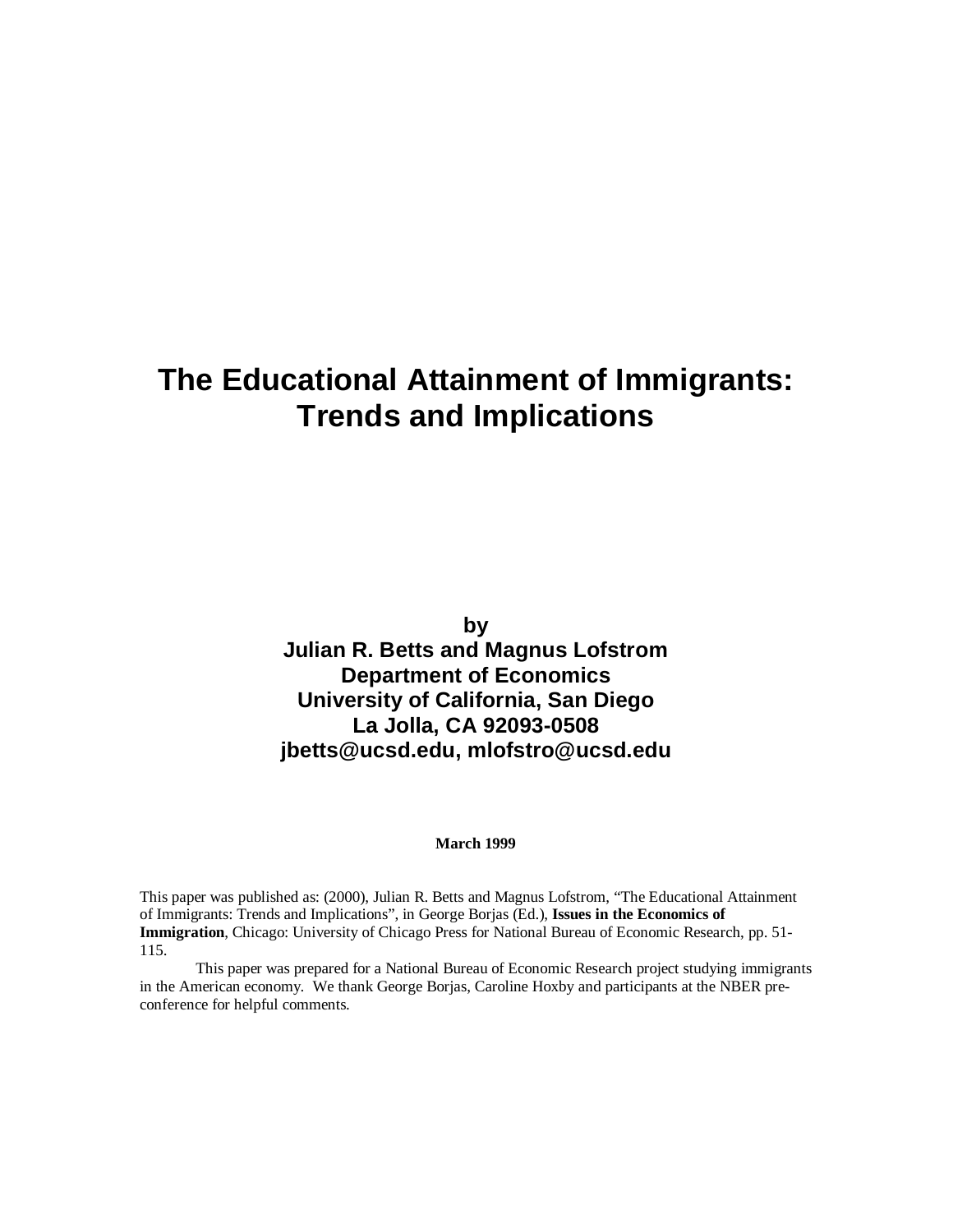# The Educational Attainment of Immigrants: Trends and Implications

**by**
**Julian R. Betts and Magnus Lofstrom**
**Department of Economics**
**University of California, San Diego**
**La Jolla, CA 92093-0508**
**jbetts@ucsd.edu, mlofstro@ucsd.edu**

**March 1999**

This paper was published as: (2000), Julian R. Betts and Magnus Lofstrom, "The Educational Attainment of Immigrants: Trends and Implications", in George Borjas (Ed.), **Issues in the Economics of Immigration**, Chicago: University of Chicago Press for National Bureau of Economic Research, pp. 51-115.

This paper was prepared for a National Bureau of Economic Research project studying immigrants in the American economy. We thank George Borjas, Caroline Hoxby and participants at the NBER pre-conference for helpful comments.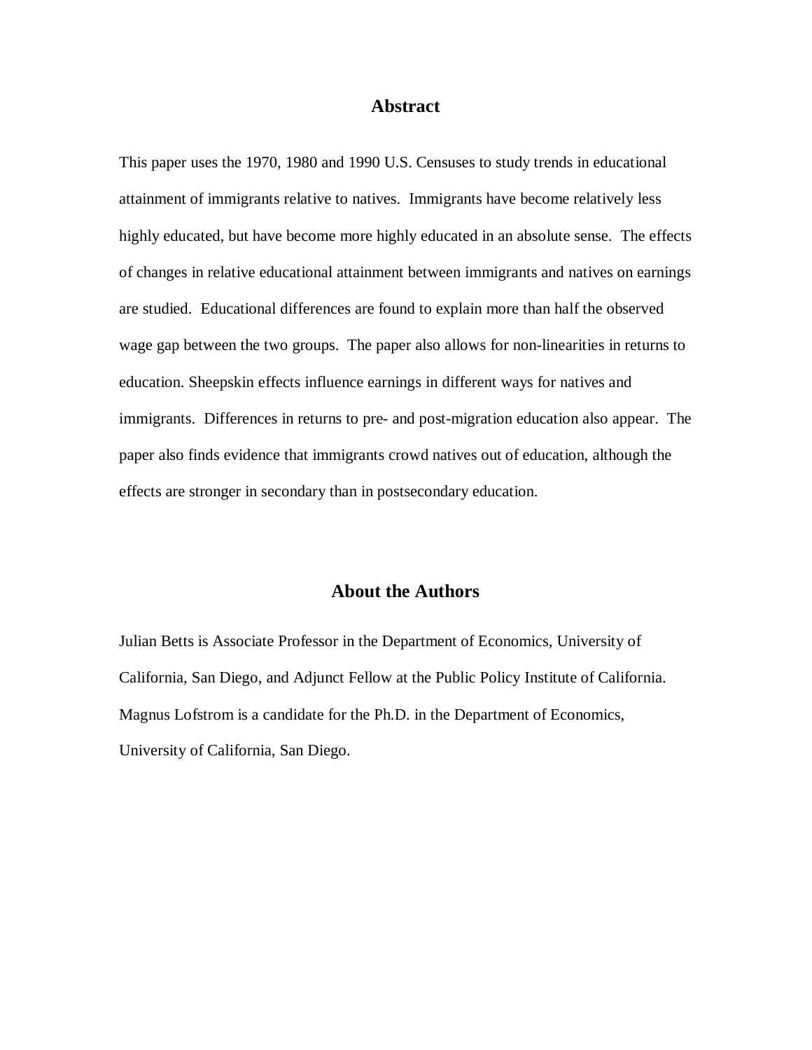## Abstract

This paper uses the 1970, 1980 and 1990 U.S. Censuses to study trends in educational attainment of immigrants relative to natives. Immigrants have become relatively less highly educated, but have become more highly educated in an absolute sense. The effects of changes in relative educational attainment between immigrants and natives on earnings are studied. Educational differences are found to explain more than half the observed wage gap between the two groups. The paper also allows for non-linearities in returns to education. Sheepskin effects influence earnings in different ways for natives and immigrants. Differences in returns to pre- and post-migration education also appear. The paper also finds evidence that immigrants crowd natives out of education, although the effects are stronger in secondary than in postsecondary education.

## About the Authors

Julian Betts is Associate Professor in the Department of Economics, University of California, San Diego, and Adjunct Fellow at the Public Policy Institute of California. Magnus Lofstrom is a candidate for the Ph.D. in the Department of Economics, University of California, San Diego.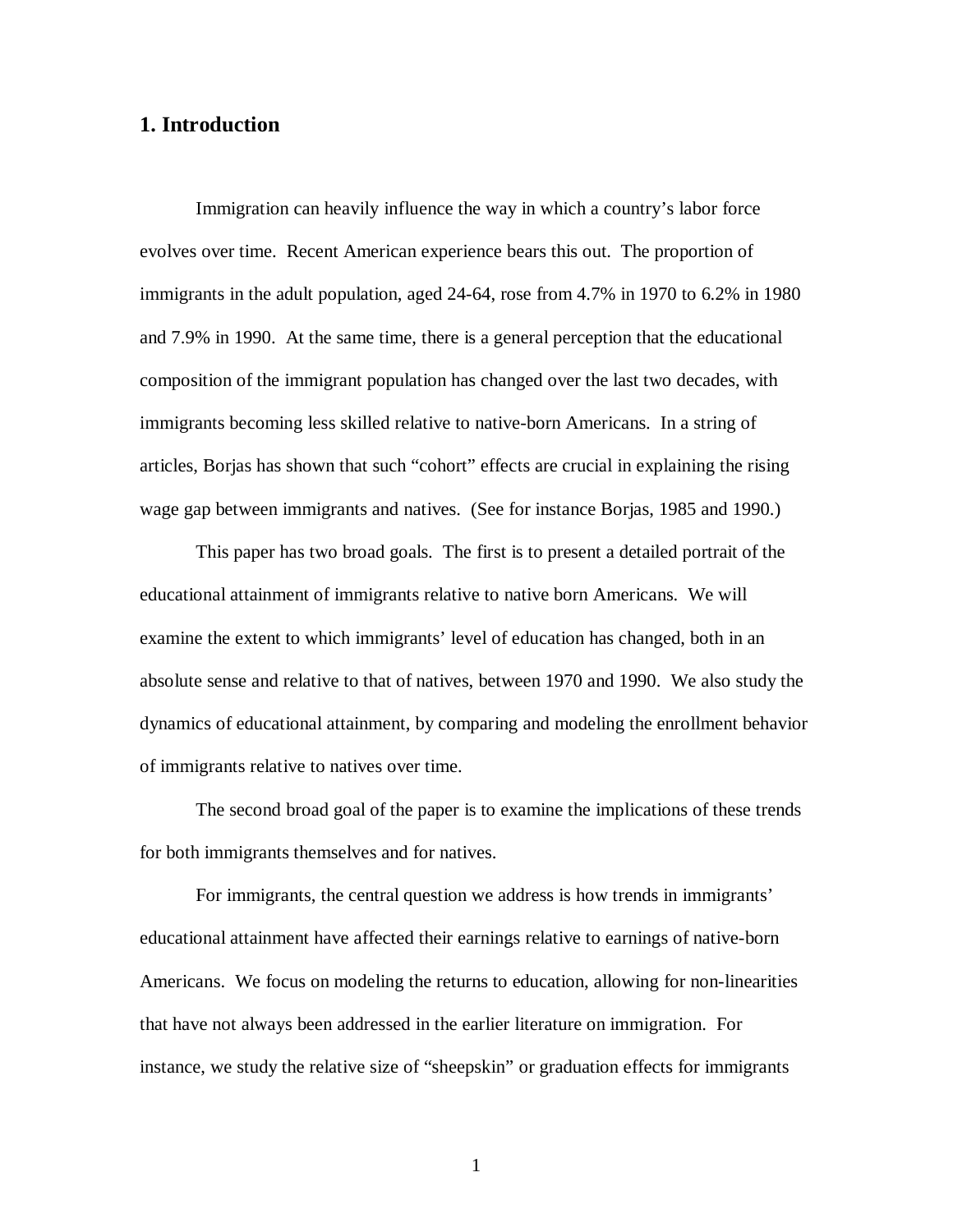## 1. Introduction

Immigration can heavily influence the way in which a country's labor force evolves over time. Recent American experience bears this out. The proportion of immigrants in the adult population, aged 24-64, rose from 4.7% in 1970 to 6.2% in 1980 and 7.9% in 1990. At the same time, there is a general perception that the educational composition of the immigrant population has changed over the last two decades, with immigrants becoming less skilled relative to native-born Americans. In a string of articles, Borjas has shown that such "cohort" effects are crucial in explaining the rising wage gap between immigrants and natives. (See for instance Borjas, 1985 and 1990.)

This paper has two broad goals. The first is to present a detailed portrait of the educational attainment of immigrants relative to native born Americans. We will examine the extent to which immigrants' level of education has changed, both in an absolute sense and relative to that of natives, between 1970 and 1990. We also study the dynamics of educational attainment, by comparing and modeling the enrollment behavior of immigrants relative to natives over time.

The second broad goal of the paper is to examine the implications of these trends for both immigrants themselves and for natives.

For immigrants, the central question we address is how trends in immigrants' educational attainment have affected their earnings relative to earnings of native-born Americans. We focus on modeling the returns to education, allowing for non-linearities that have not always been addressed in the earlier literature on immigration. For instance, we study the relative size of "sheepskin" or graduation effects for immigrants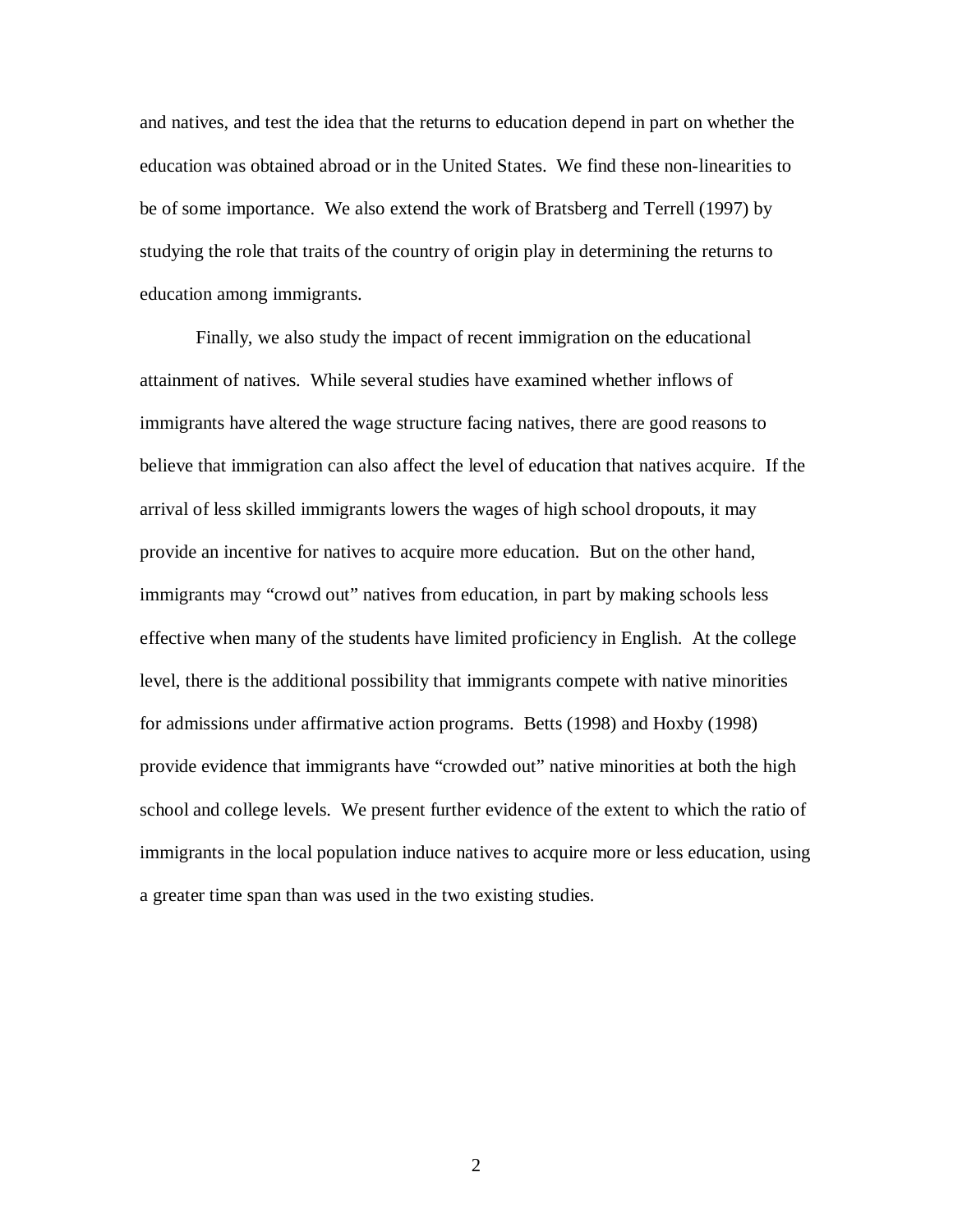and natives, and test the idea that the returns to education depend in part on whether the education was obtained abroad or in the United States. We find these non-linearities to be of some importance. We also extend the work of Bratsberg and Terrell (1997) by studying the role that traits of the country of origin play in determining the returns to education among immigrants.

Finally, we also study the impact of recent immigration on the educational attainment of natives. While several studies have examined whether inflows of immigrants have altered the wage structure facing natives, there are good reasons to believe that immigration can also affect the level of education that natives acquire. If the arrival of less skilled immigrants lowers the wages of high school dropouts, it may provide an incentive for natives to acquire more education. But on the other hand, immigrants may "crowd out" natives from education, in part by making schools less effective when many of the students have limited proficiency in English. At the college level, there is the additional possibility that immigrants compete with native minorities for admissions under affirmative action programs. Betts (1998) and Hoxby (1998) provide evidence that immigrants have "crowded out" native minorities at both the high school and college levels. We present further evidence of the extent to which the ratio of immigrants in the local population induce natives to acquire more or less education, using a greater time span than was used in the two existing studies.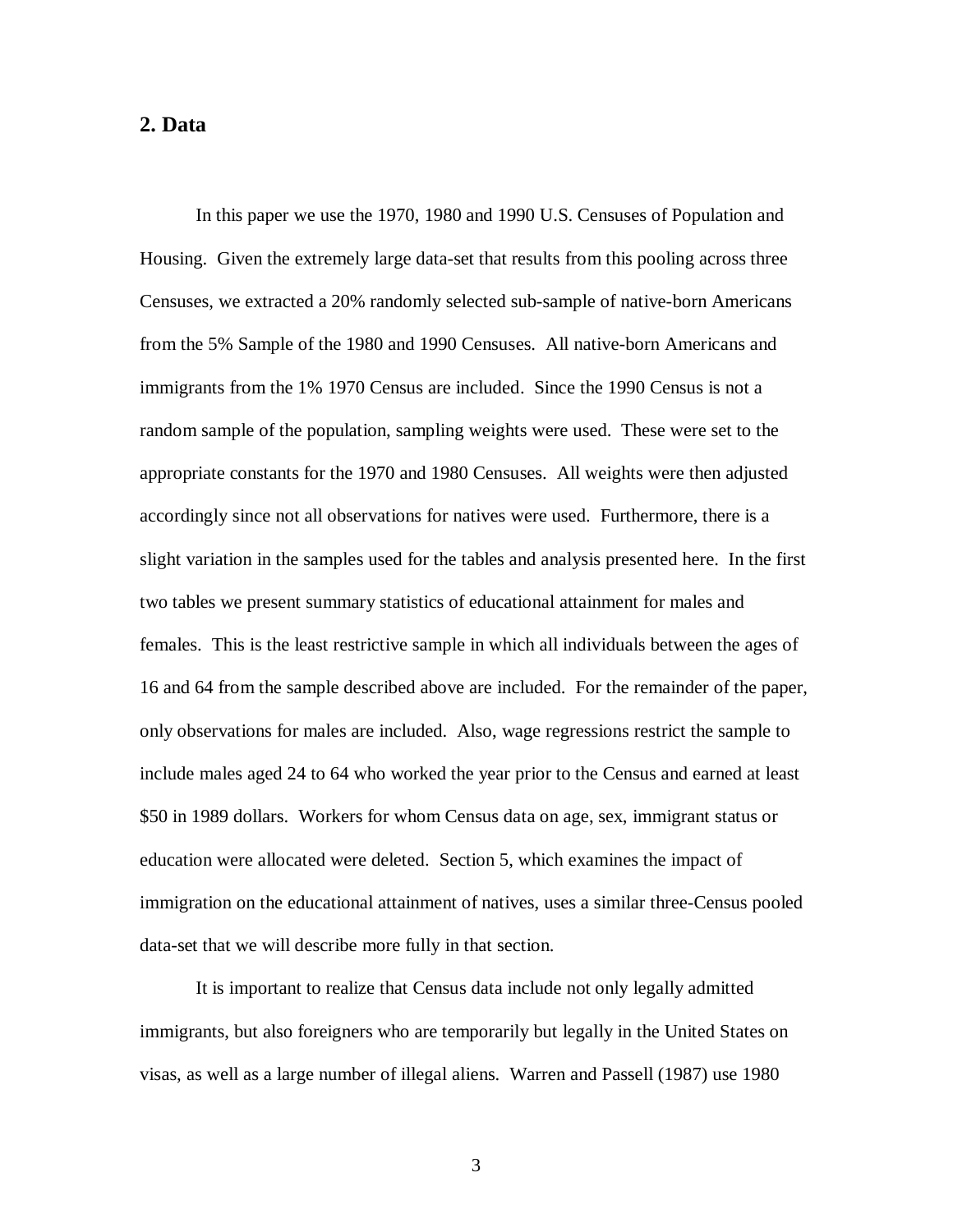## 2. Data

In this paper we use the 1970, 1980 and 1990 U.S. Censuses of Population and Housing. Given the extremely large data-set that results from this pooling across three Censuses, we extracted a 20% randomly selected sub-sample of native-born Americans from the 5% Sample of the 1980 and 1990 Censuses. All native-born Americans and immigrants from the 1% 1970 Census are included. Since the 1990 Census is not a random sample of the population, sampling weights were used. These were set to the appropriate constants for the 1970 and 1980 Censuses. All weights were then adjusted accordingly since not all observations for natives were used. Furthermore, there is a slight variation in the samples used for the tables and analysis presented here. In the first two tables we present summary statistics of educational attainment for males and females. This is the least restrictive sample in which all individuals between the ages of 16 and 64 from the sample described above are included. For the remainder of the paper, only observations for males are included. Also, wage regressions restrict the sample to include males aged 24 to 64 who worked the year prior to the Census and earned at least $50 in 1989 dollars. Workers for whom Census data on age, sex, immigrant status or education were allocated were deleted. Section 5, which examines the impact of immigration on the educational attainment of natives, uses a similar three-Census pooled data-set that we will describe more fully in that section.

It is important to realize that Census data include not only legally admitted immigrants, but also foreigners who are temporarily but legally in the United States on visas, as well as a large number of illegal aliens. Warren and Passell (1987) use 1980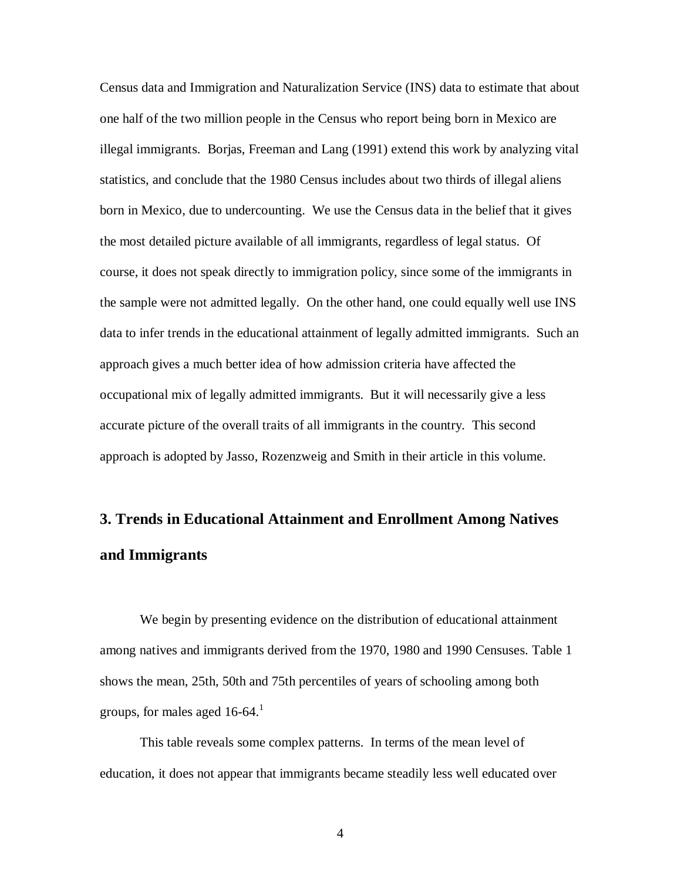Census data and Immigration and Naturalization Service (INS) data to estimate that about one half of the two million people in the Census who report being born in Mexico are illegal immigrants. Borjas, Freeman and Lang (1991) extend this work by analyzing vital statistics, and conclude that the 1980 Census includes about two thirds of illegal aliens born in Mexico, due to undercounting. We use the Census data in the belief that it gives the most detailed picture available of all immigrants, regardless of legal status. Of course, it does not speak directly to immigration policy, since some of the immigrants in the sample were not admitted legally. On the other hand, one could equally well use INS data to infer trends in the educational attainment of legally admitted immigrants. Such an approach gives a much better idea of how admission criteria have affected the occupational mix of legally admitted immigrants. But it will necessarily give a less accurate picture of the overall traits of all immigrants in the country. This second approach is adopted by Jasso, Rozenzweig and Smith in their article in this volume.

## 3. Trends in Educational Attainment and Enrollment Among Natives and Immigrants

We begin by presenting evidence on the distribution of educational attainment among natives and immigrants derived from the 1970, 1980 and 1990 Censuses. Table 1 shows the mean, 25th, 50th and 75th percentiles of years of schooling among both groups, for males aged 16-64.[1]

This table reveals some complex patterns. In terms of the mean level of education, it does not appear that immigrants became steadily less well educated over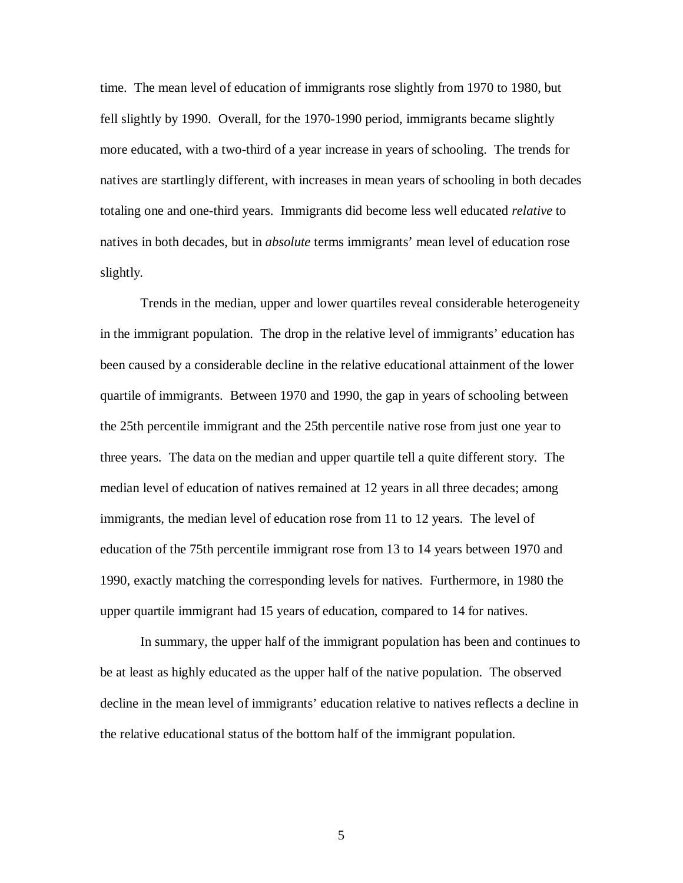time. The mean level of education of immigrants rose slightly from 1970 to 1980, but fell slightly by 1990. Overall, for the 1970-1990 period, immigrants became slightly more educated, with a two-third of a year increase in years of schooling. The trends for natives are startlingly different, with increases in mean years of schooling in both decades totaling one and one-third years. Immigrants did become less well educated *relative* to natives in both decades, but in *absolute* terms immigrants' mean level of education rose slightly.

Trends in the median, upper and lower quartiles reveal considerable heterogeneity in the immigrant population. The drop in the relative level of immigrants' education has been caused by a considerable decline in the relative educational attainment of the lower quartile of immigrants. Between 1970 and 1990, the gap in years of schooling between the 25th percentile immigrant and the 25th percentile native rose from just one year to three years. The data on the median and upper quartile tell a quite different story. The median level of education of natives remained at 12 years in all three decades; among immigrants, the median level of education rose from 11 to 12 years. The level of education of the 75th percentile immigrant rose from 13 to 14 years between 1970 and 1990, exactly matching the corresponding levels for natives. Furthermore, in 1980 the upper quartile immigrant had 15 years of education, compared to 14 for natives.

In summary, the upper half of the immigrant population has been and continues to be at least as highly educated as the upper half of the native population. The observed decline in the mean level of immigrants' education relative to natives reflects a decline in the relative educational status of the bottom half of the immigrant population.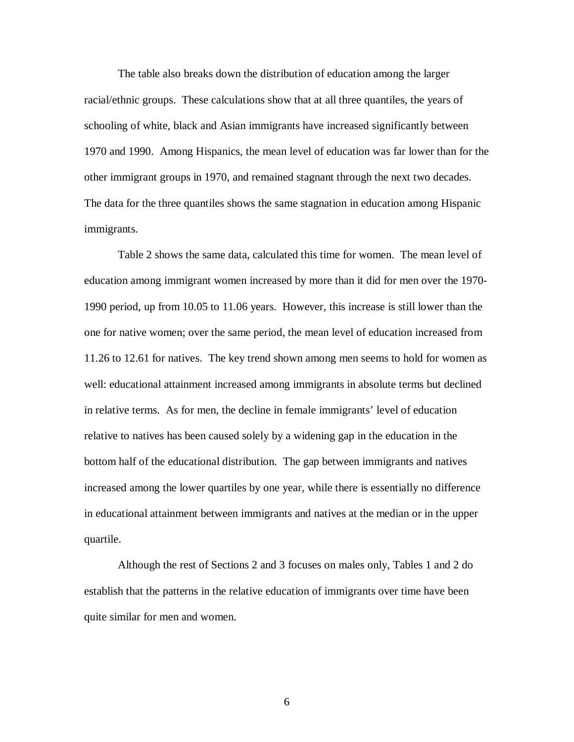The table also breaks down the distribution of education among the larger racial/ethnic groups. These calculations show that at all three quantiles, the years of schooling of white, black and Asian immigrants have increased significantly between 1970 and 1990. Among Hispanics, the mean level of education was far lower than for the other immigrant groups in 1970, and remained stagnant through the next two decades. The data for the three quantiles shows the same stagnation in education among Hispanic immigrants.

Table 2 shows the same data, calculated this time for women. The mean level of education among immigrant women increased by more than it did for men over the 1970-1990 period, up from 10.05 to 11.06 years. However, this increase is still lower than the one for native women; over the same period, the mean level of education increased from 11.26 to 12.61 for natives. The key trend shown among men seems to hold for women as well: educational attainment increased among immigrants in absolute terms but declined in relative terms. As for men, the decline in female immigrants' level of education relative to natives has been caused solely by a widening gap in the education in the bottom half of the educational distribution. The gap between immigrants and natives increased among the lower quartiles by one year, while there is essentially no difference in educational attainment between immigrants and natives at the median or in the upper quartile.

Although the rest of Sections 2 and 3 focuses on males only, Tables 1 and 2 do establish that the patterns in the relative education of immigrants over time have been quite similar for men and women.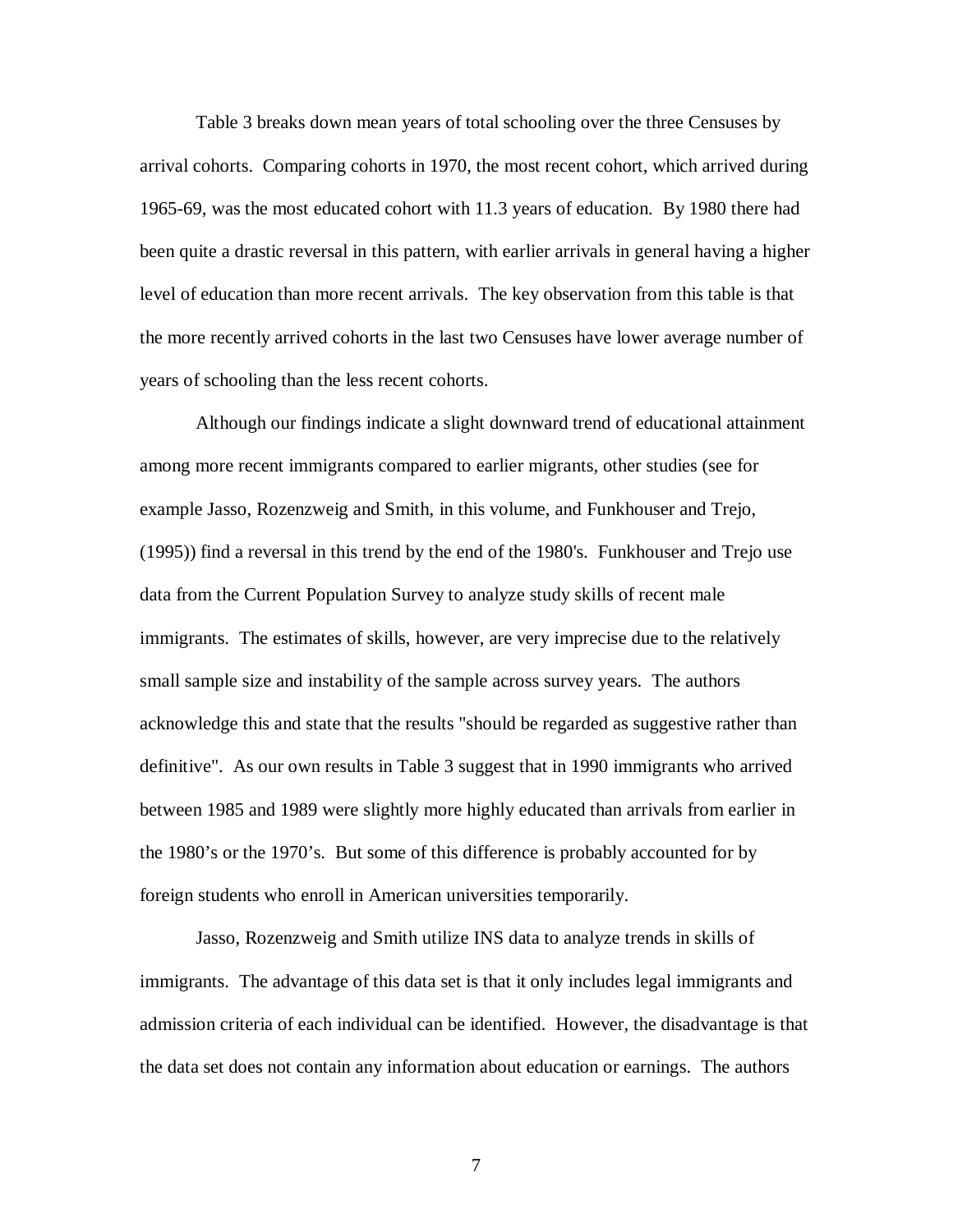Table 3 breaks down mean years of total schooling over the three Censuses by arrival cohorts. Comparing cohorts in 1970, the most recent cohort, which arrived during 1965-69, was the most educated cohort with 11.3 years of education. By 1980 there had been quite a drastic reversal in this pattern, with earlier arrivals in general having a higher level of education than more recent arrivals. The key observation from this table is that the more recently arrived cohorts in the last two Censuses have lower average number of years of schooling than the less recent cohorts.

Although our findings indicate a slight downward trend of educational attainment among more recent immigrants compared to earlier migrants, other studies (see for example Jasso, Rozenzweig and Smith, in this volume, and Funkhouser and Trejo, (1995)) find a reversal in this trend by the end of the 1980's. Funkhouser and Trejo use data from the Current Population Survey to analyze study skills of recent male immigrants. The estimates of skills, however, are very imprecise due to the relatively small sample size and instability of the sample across survey years. The authors acknowledge this and state that the results "should be regarded as suggestive rather than definitive". As our own results in Table 3 suggest that in 1990 immigrants who arrived between 1985 and 1989 were slightly more highly educated than arrivals from earlier in the 1980's or the 1970's. But some of this difference is probably accounted for by foreign students who enroll in American universities temporarily.

Jasso, Rozenzweig and Smith utilize INS data to analyze trends in skills of immigrants. The advantage of this data set is that it only includes legal immigrants and admission criteria of each individual can be identified. However, the disadvantage is that the data set does not contain any information about education or earnings. The authors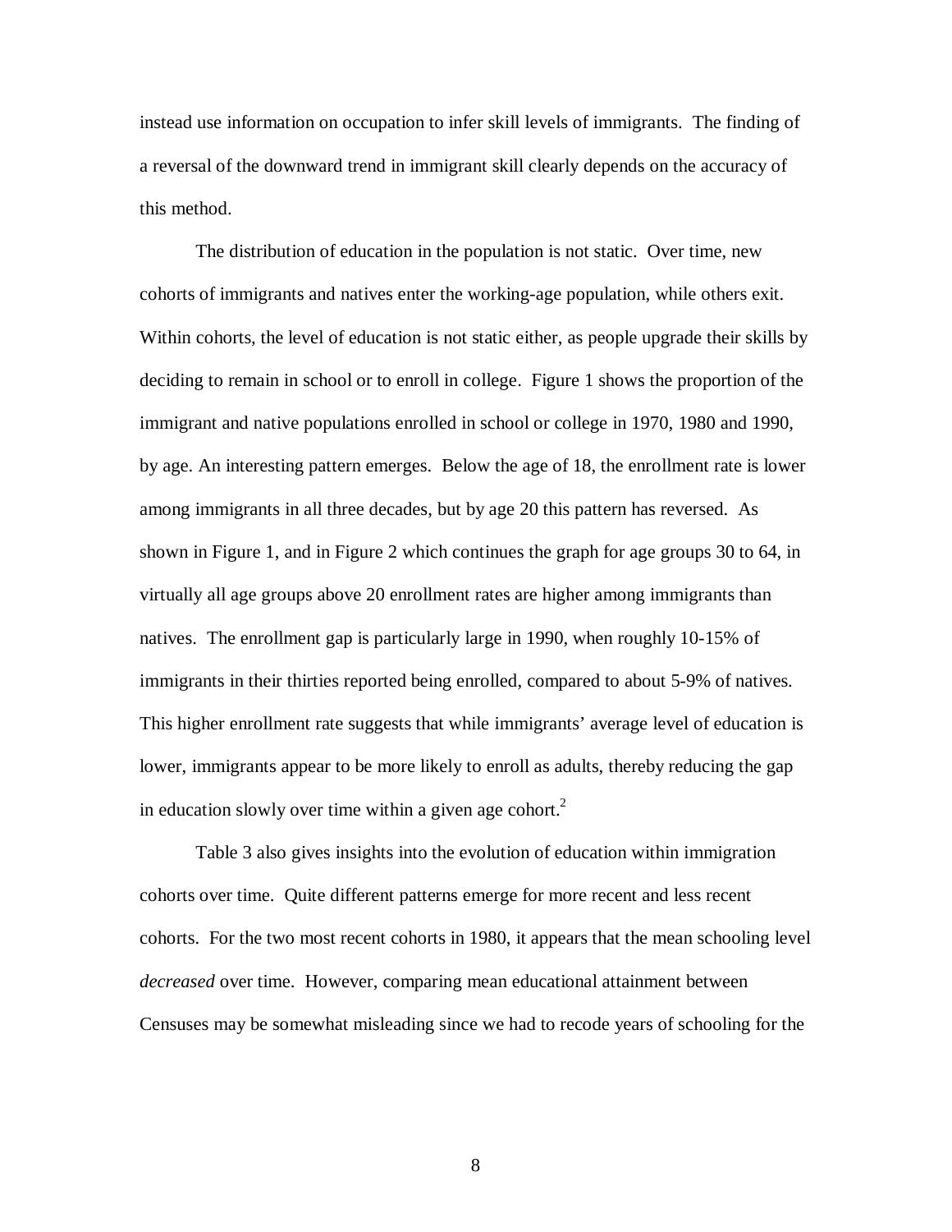instead use information on occupation to infer skill levels of immigrants. The finding of a reversal of the downward trend in immigrant skill clearly depends on the accuracy of this method.

The distribution of education in the population is not static. Over time, new cohorts of immigrants and natives enter the working-age population, while others exit. Within cohorts, the level of education is not static either, as people upgrade their skills by deciding to remain in school or to enroll in college. Figure 1 shows the proportion of the immigrant and native populations enrolled in school or college in 1970, 1980 and 1990, by age. An interesting pattern emerges. Below the age of 18, the enrollment rate is lower among immigrants in all three decades, but by age 20 this pattern has reversed. As shown in Figure 1, and in Figure 2 which continues the graph for age groups 30 to 64, in virtually all age groups above 20 enrollment rates are higher among immigrants than natives. The enrollment gap is particularly large in 1990, when roughly 10-15% of immigrants in their thirties reported being enrolled, compared to about 5-9% of natives. This higher enrollment rate suggests that while immigrants' average level of education is lower, immigrants appear to be more likely to enroll as adults, thereby reducing the gap in education slowly over time within a given age cohort.[2]

Table 3 also gives insights into the evolution of education within immigration cohorts over time. Quite different patterns emerge for more recent and less recent cohorts. For the two most recent cohorts in 1980, it appears that the mean schooling level *decreased* over time. However, comparing mean educational attainment between Censuses may be somewhat misleading since we had to recode years of schooling for the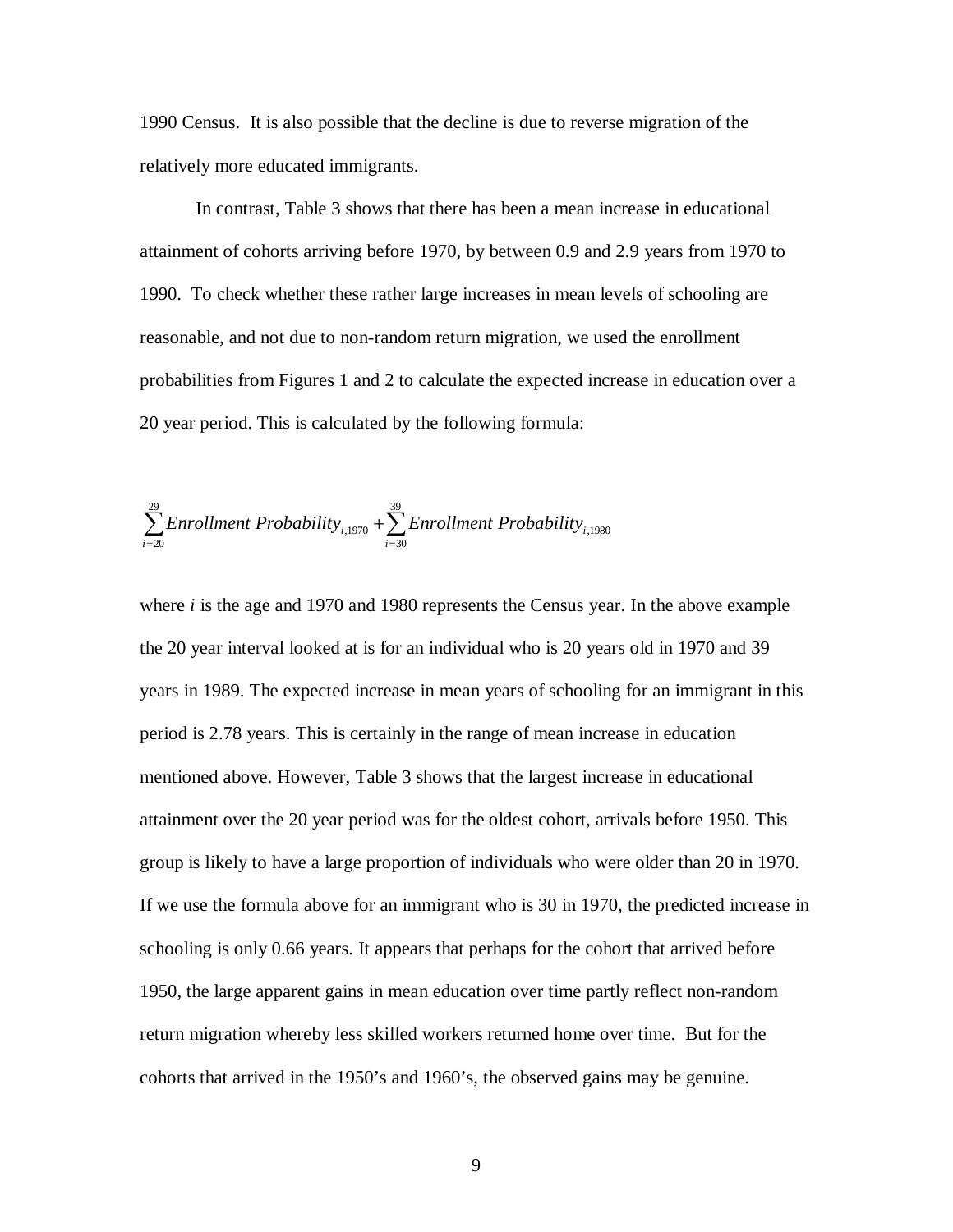1990 Census. It is also possible that the decline is due to reverse migration of the relatively more educated immigrants.

In contrast, Table 3 shows that there has been a mean increase in educational attainment of cohorts arriving before 1970, by between 0.9 and 2.9 years from 1970 to 1990. To check whether these rather large increases in mean levels of schooling are reasonable, and not due to non-random return migration, we used the enrollment probabilities from Figures 1 and 2 to calculate the expected increase in education over a 20 year period. This is calculated by the following formula:

$$\sum_{i=20}^{29} Enrollment\ Probability_{i,1970} + \sum_{i=30}^{39} Enrollment\ Probability_{i,1980}$$

where *i* is the age and 1970 and 1980 represents the Census year. In the above example the 20 year interval looked at is for an individual who is 20 years old in 1970 and 39 years in 1989. The expected increase in mean years of schooling for an immigrant in this period is 2.78 years. This is certainly in the range of mean increase in education mentioned above. However, Table 3 shows that the largest increase in educational attainment over the 20 year period was for the oldest cohort, arrivals before 1950. This group is likely to have a large proportion of individuals who were older than 20 in 1970. If we use the formula above for an immigrant who is 30 in 1970, the predicted increase in schooling is only 0.66 years. It appears that perhaps for the cohort that arrived before 1950, the large apparent gains in mean education over time partly reflect non-random return migration whereby less skilled workers returned home over time. But for the cohorts that arrived in the 1950's and 1960's, the observed gains may be genuine.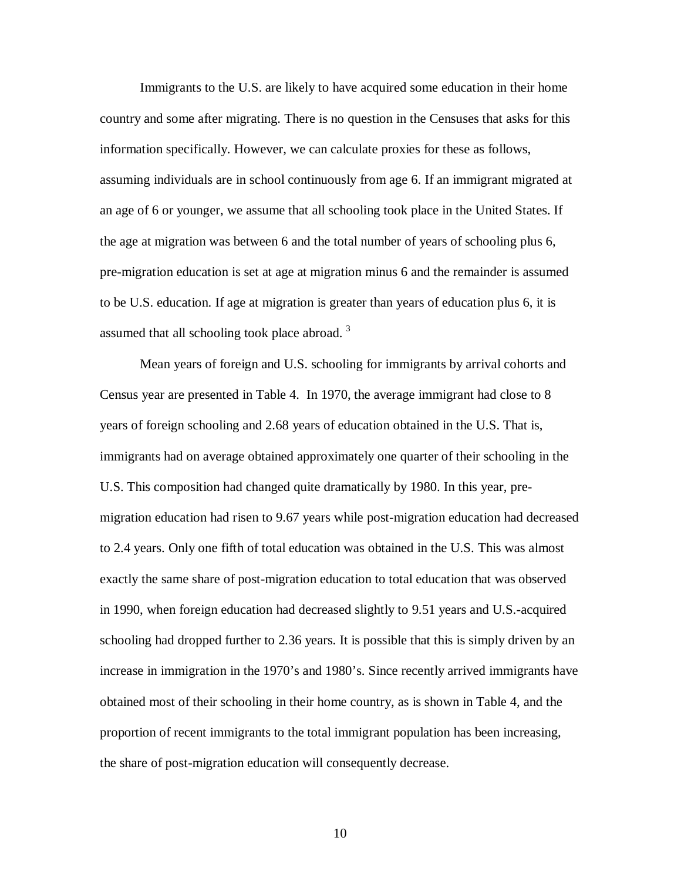Immigrants to the U.S. are likely to have acquired some education in their home country and some after migrating. There is no question in the Censuses that asks for this information specifically. However, we can calculate proxies for these as follows, assuming individuals are in school continuously from age 6. If an immigrant migrated at an age of 6 or younger, we assume that all schooling took place in the United States. If the age at migration was between 6 and the total number of years of schooling plus 6, pre-migration education is set at age at migration minus 6 and the remainder is assumed to be U.S. education. If age at migration is greater than years of education plus 6, it is assumed that all schooling took place abroad. [3]

Mean years of foreign and U.S. schooling for immigrants by arrival cohorts and Census year are presented in Table 4. In 1970, the average immigrant had close to 8 years of foreign schooling and 2.68 years of education obtained in the U.S. That is, immigrants had on average obtained approximately one quarter of their schooling in the U.S. This composition had changed quite dramatically by 1980. In this year, pre-migration education had risen to 9.67 years while post-migration education had decreased to 2.4 years. Only one fifth of total education was obtained in the U.S. This was almost exactly the same share of post-migration education to total education that was observed in 1990, when foreign education had decreased slightly to 9.51 years and U.S.-acquired schooling had dropped further to 2.36 years. It is possible that this is simply driven by an increase in immigration in the 1970's and 1980's. Since recently arrived immigrants have obtained most of their schooling in their home country, as is shown in Table 4, and the proportion of recent immigrants to the total immigrant population has been increasing, the share of post-migration education will consequently decrease.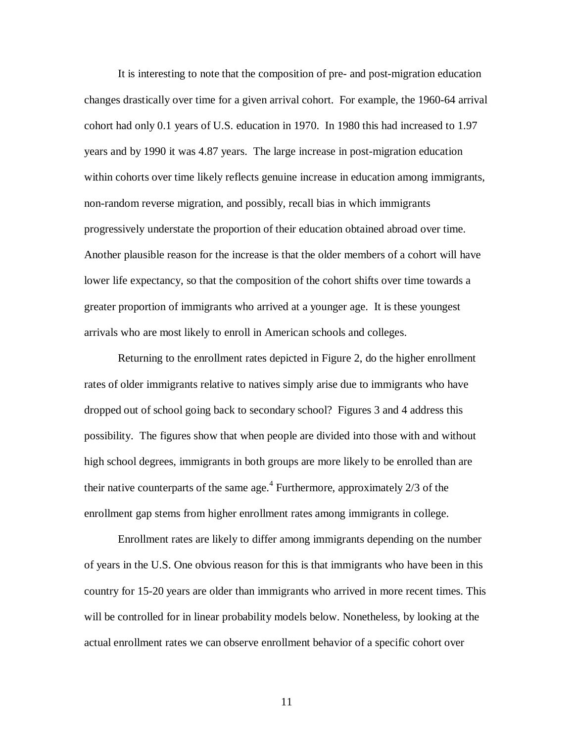It is interesting to note that the composition of pre- and post-migration education changes drastically over time for a given arrival cohort. For example, the 1960-64 arrival cohort had only 0.1 years of U.S. education in 1970. In 1980 this had increased to 1.97 years and by 1990 it was 4.87 years. The large increase in post-migration education within cohorts over time likely reflects genuine increase in education among immigrants, non-random reverse migration, and possibly, recall bias in which immigrants progressively understate the proportion of their education obtained abroad over time. Another plausible reason for the increase is that the older members of a cohort will have lower life expectancy, so that the composition of the cohort shifts over time towards a greater proportion of immigrants who arrived at a younger age. It is these youngest arrivals who are most likely to enroll in American schools and colleges.

Returning to the enrollment rates depicted in Figure 2, do the higher enrollment rates of older immigrants relative to natives simply arise due to immigrants who have dropped out of school going back to secondary school? Figures 3 and 4 address this possibility. The figures show that when people are divided into those with and without high school degrees, immigrants in both groups are more likely to be enrolled than are their native counterparts of the same age.[4] Furthermore, approximately 2/3 of the enrollment gap stems from higher enrollment rates among immigrants in college.

Enrollment rates are likely to differ among immigrants depending on the number of years in the U.S. One obvious reason for this is that immigrants who have been in this country for 15-20 years are older than immigrants who arrived in more recent times. This will be controlled for in linear probability models below. Nonetheless, by looking at the actual enrollment rates we can observe enrollment behavior of a specific cohort over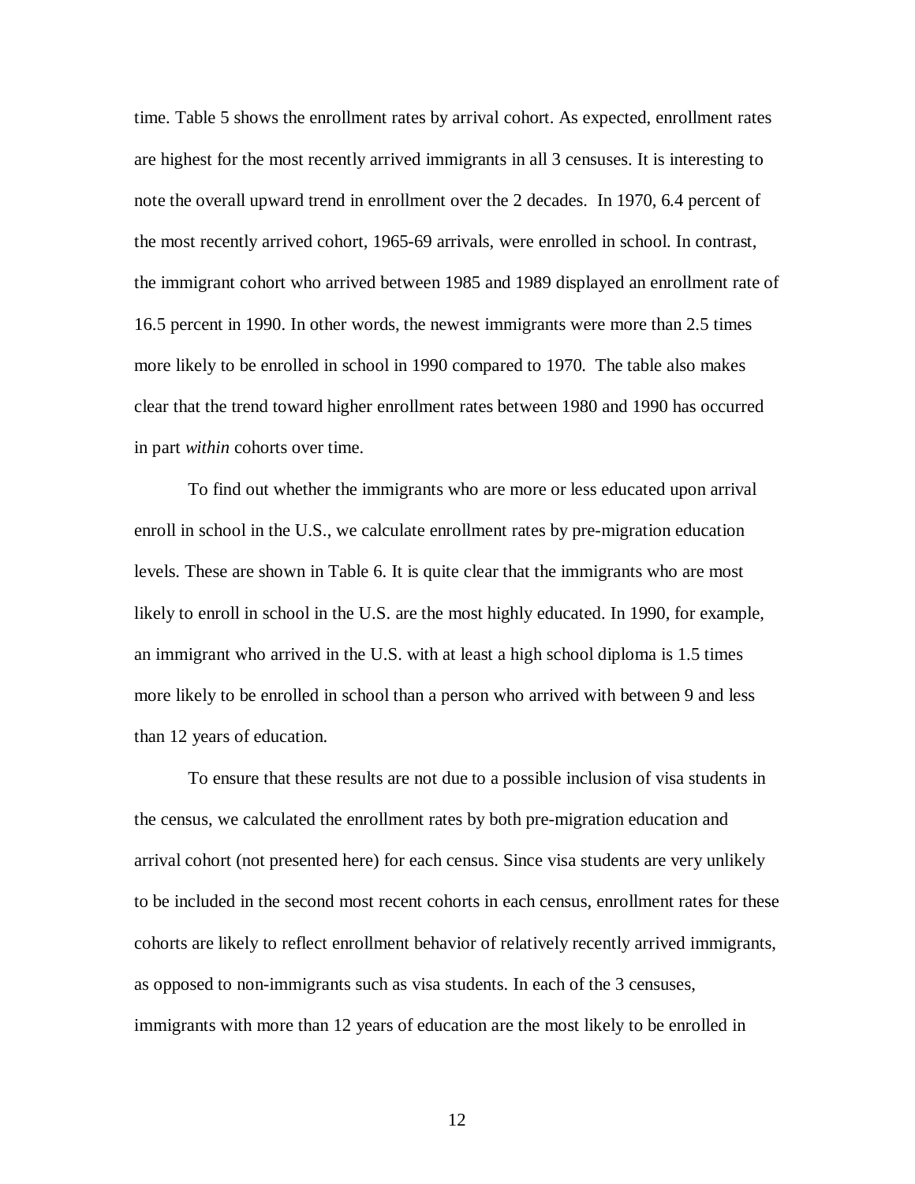time. Table 5 shows the enrollment rates by arrival cohort. As expected, enrollment rates are highest for the most recently arrived immigrants in all 3 censuses. It is interesting to note the overall upward trend in enrollment over the 2 decades. In 1970, 6.4 percent of the most recently arrived cohort, 1965-69 arrivals, were enrolled in school. In contrast, the immigrant cohort who arrived between 1985 and 1989 displayed an enrollment rate of 16.5 percent in 1990. In other words, the newest immigrants were more than 2.5 times more likely to be enrolled in school in 1990 compared to 1970. The table also makes clear that the trend toward higher enrollment rates between 1980 and 1990 has occurred in part *within* cohorts over time.

To find out whether the immigrants who are more or less educated upon arrival enroll in school in the U.S., we calculate enrollment rates by pre-migration education levels. These are shown in Table 6. It is quite clear that the immigrants who are most likely to enroll in school in the U.S. are the most highly educated. In 1990, for example, an immigrant who arrived in the U.S. with at least a high school diploma is 1.5 times more likely to be enrolled in school than a person who arrived with between 9 and less than 12 years of education.

To ensure that these results are not due to a possible inclusion of visa students in the census, we calculated the enrollment rates by both pre-migration education and arrival cohort (not presented here) for each census. Since visa students are very unlikely to be included in the second most recent cohorts in each census, enrollment rates for these cohorts are likely to reflect enrollment behavior of relatively recently arrived immigrants, as opposed to non-immigrants such as visa students. In each of the 3 censuses, immigrants with more than 12 years of education are the most likely to be enrolled in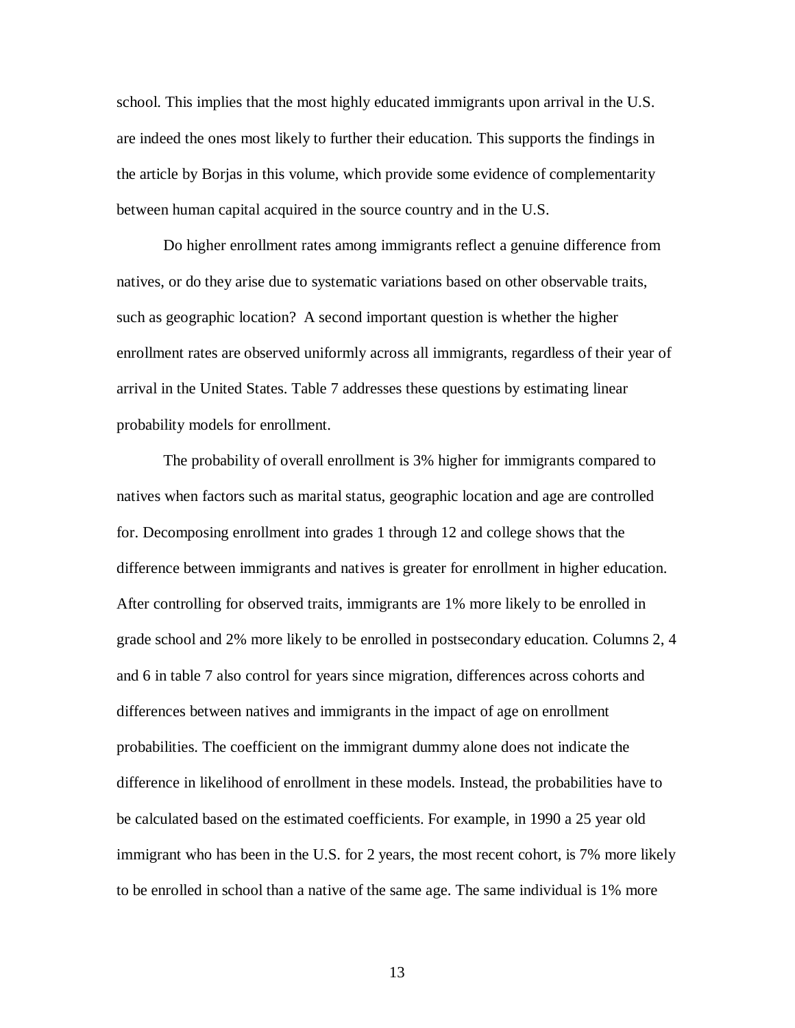school. This implies that the most highly educated immigrants upon arrival in the U.S. are indeed the ones most likely to further their education. This supports the findings in the article by Borjas in this volume, which provide some evidence of complementarity between human capital acquired in the source country and in the U.S.

Do higher enrollment rates among immigrants reflect a genuine difference from natives, or do they arise due to systematic variations based on other observable traits, such as geographic location? A second important question is whether the higher enrollment rates are observed uniformly across all immigrants, regardless of their year of arrival in the United States. Table 7 addresses these questions by estimating linear probability models for enrollment.

The probability of overall enrollment is 3% higher for immigrants compared to natives when factors such as marital status, geographic location and age are controlled for. Decomposing enrollment into grades 1 through 12 and college shows that the difference between immigrants and natives is greater for enrollment in higher education. After controlling for observed traits, immigrants are 1% more likely to be enrolled in grade school and 2% more likely to be enrolled in postsecondary education. Columns 2, 4 and 6 in table 7 also control for years since migration, differences across cohorts and differences between natives and immigrants in the impact of age on enrollment probabilities. The coefficient on the immigrant dummy alone does not indicate the difference in likelihood of enrollment in these models. Instead, the probabilities have to be calculated based on the estimated coefficients. For example, in 1990 a 25 year old immigrant who has been in the U.S. for 2 years, the most recent cohort, is 7% more likely to be enrolled in school than a native of the same age. The same individual is 1% more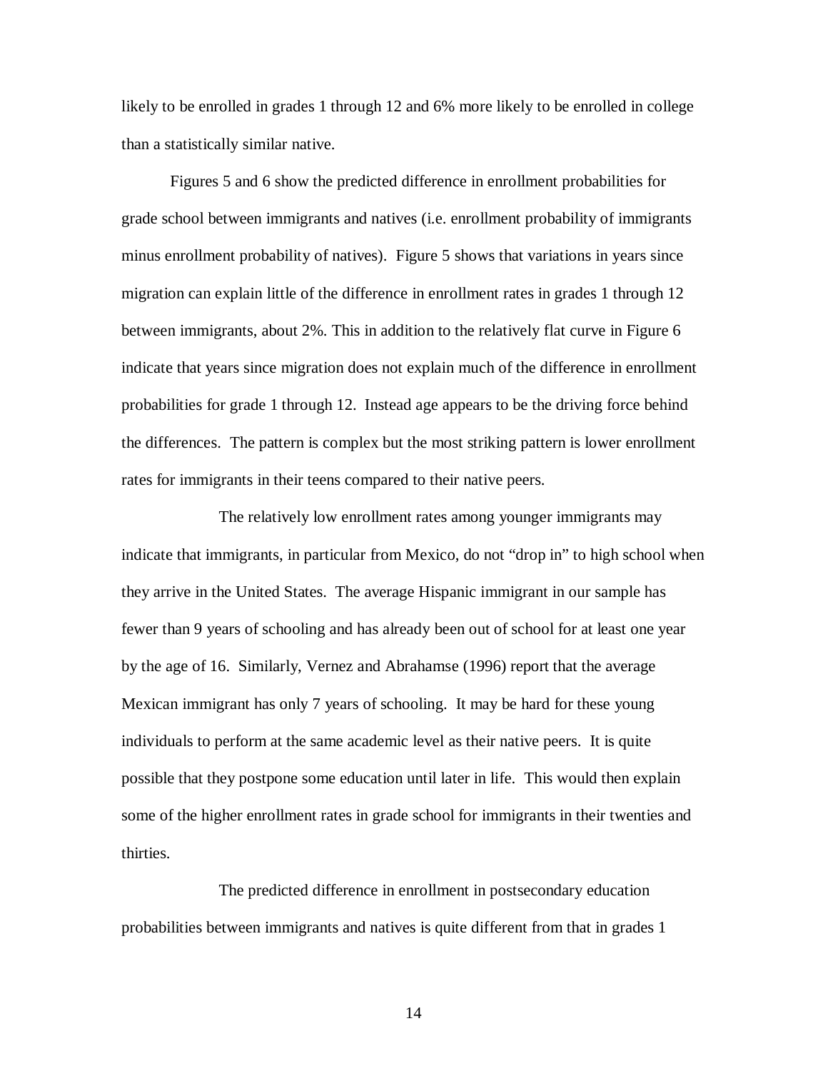likely to be enrolled in grades 1 through 12 and 6% more likely to be enrolled in college than a statistically similar native.

Figures 5 and 6 show the predicted difference in enrollment probabilities for grade school between immigrants and natives (i.e. enrollment probability of immigrants minus enrollment probability of natives). Figure 5 shows that variations in years since migration can explain little of the difference in enrollment rates in grades 1 through 12 between immigrants, about 2%. This in addition to the relatively flat curve in Figure 6 indicate that years since migration does not explain much of the difference in enrollment probabilities for grade 1 through 12. Instead age appears to be the driving force behind the differences. The pattern is complex but the most striking pattern is lower enrollment rates for immigrants in their teens compared to their native peers.

The relatively low enrollment rates among younger immigrants may indicate that immigrants, in particular from Mexico, do not "drop in" to high school when they arrive in the United States. The average Hispanic immigrant in our sample has fewer than 9 years of schooling and has already been out of school for at least one year by the age of 16. Similarly, Vernez and Abrahamse (1996) report that the average Mexican immigrant has only 7 years of schooling. It may be hard for these young individuals to perform at the same academic level as their native peers. It is quite possible that they postpone some education until later in life. This would then explain some of the higher enrollment rates in grade school for immigrants in their twenties and thirties.

The predicted difference in enrollment in postsecondary education probabilities between immigrants and natives is quite different from that in grades 1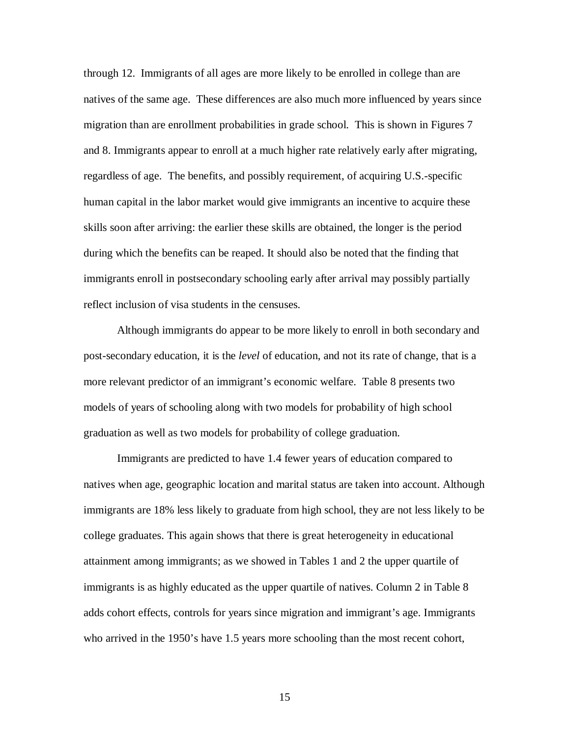through 12. Immigrants of all ages are more likely to be enrolled in college than are natives of the same age. These differences are also much more influenced by years since migration than are enrollment probabilities in grade school. This is shown in Figures 7 and 8. Immigrants appear to enroll at a much higher rate relatively early after migrating, regardless of age. The benefits, and possibly requirement, of acquiring U.S.-specific human capital in the labor market would give immigrants an incentive to acquire these skills soon after arriving: the earlier these skills are obtained, the longer is the period during which the benefits can be reaped. It should also be noted that the finding that immigrants enroll in postsecondary schooling early after arrival may possibly partially reflect inclusion of visa students in the censuses.

Although immigrants do appear to be more likely to enroll in both secondary and post-secondary education, it is the *level* of education, and not its rate of change, that is a more relevant predictor of an immigrant's economic welfare. Table 8 presents two models of years of schooling along with two models for probability of high school graduation as well as two models for probability of college graduation.

Immigrants are predicted to have 1.4 fewer years of education compared to natives when age, geographic location and marital status are taken into account. Although immigrants are 18% less likely to graduate from high school, they are not less likely to be college graduates. This again shows that there is great heterogeneity in educational attainment among immigrants; as we showed in Tables 1 and 2 the upper quartile of immigrants is as highly educated as the upper quartile of natives. Column 2 in Table 8 adds cohort effects, controls for years since migration and immigrant's age. Immigrants who arrived in the 1950's have 1.5 years more schooling than the most recent cohort,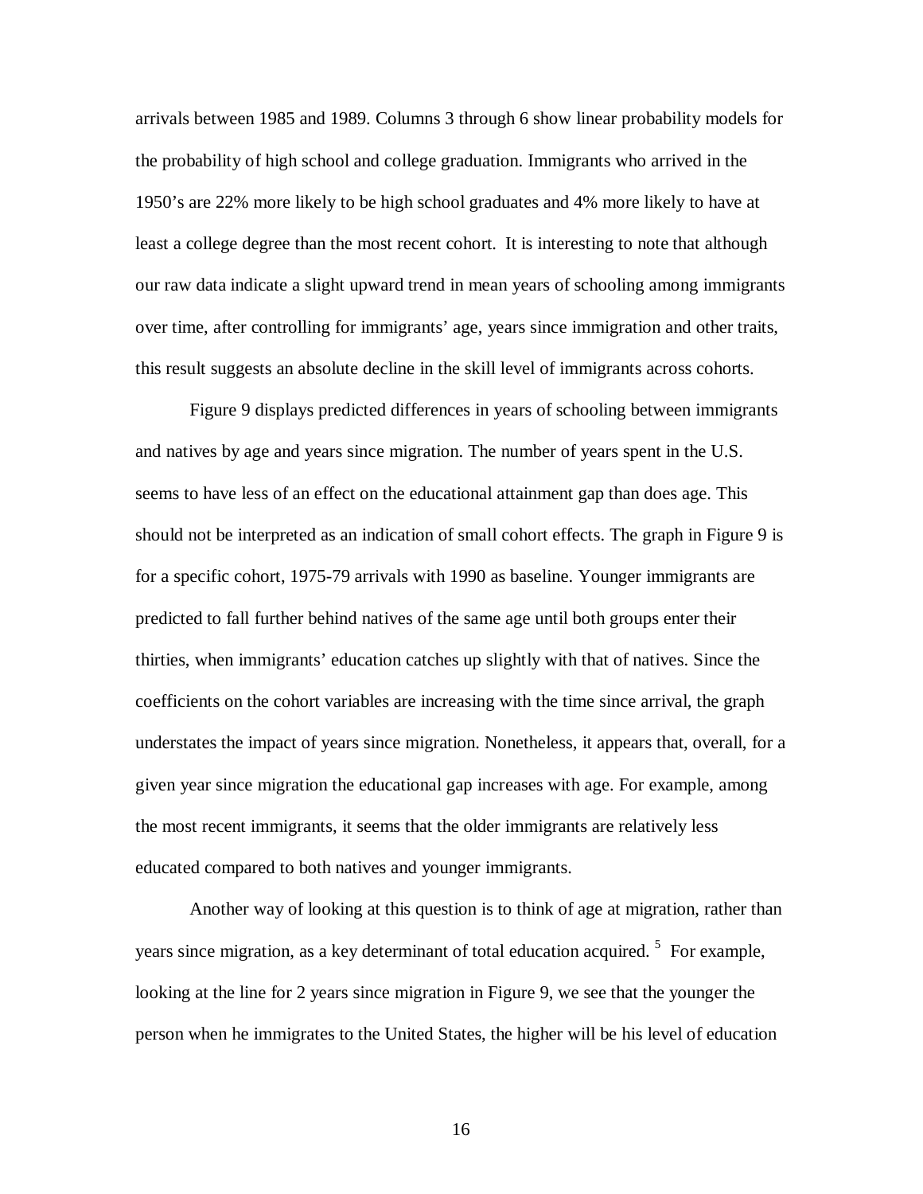arrivals between 1985 and 1989. Columns 3 through 6 show linear probability models for the probability of high school and college graduation. Immigrants who arrived in the 1950's are 22% more likely to be high school graduates and 4% more likely to have at least a college degree than the most recent cohort. It is interesting to note that although our raw data indicate a slight upward trend in mean years of schooling among immigrants over time, after controlling for immigrants' age, years since immigration and other traits, this result suggests an absolute decline in the skill level of immigrants across cohorts.

Figure 9 displays predicted differences in years of schooling between immigrants and natives by age and years since migration. The number of years spent in the U.S. seems to have less of an effect on the educational attainment gap than does age. This should not be interpreted as an indication of small cohort effects. The graph in Figure 9 is for a specific cohort, 1975-79 arrivals with 1990 as baseline. Younger immigrants are predicted to fall further behind natives of the same age until both groups enter their thirties, when immigrants' education catches up slightly with that of natives. Since the coefficients on the cohort variables are increasing with the time since arrival, the graph understates the impact of years since migration. Nonetheless, it appears that, overall, for a given year since migration the educational gap increases with age. For example, among the most recent immigrants, it seems that the older immigrants are relatively less educated compared to both natives and younger immigrants.

Another way of looking at this question is to think of age at migration, rather than years since migration, as a key determinant of total education acquired. [5] For example, looking at the line for 2 years since migration in Figure 9, we see that the younger the person when he immigrates to the United States, the higher will be his level of education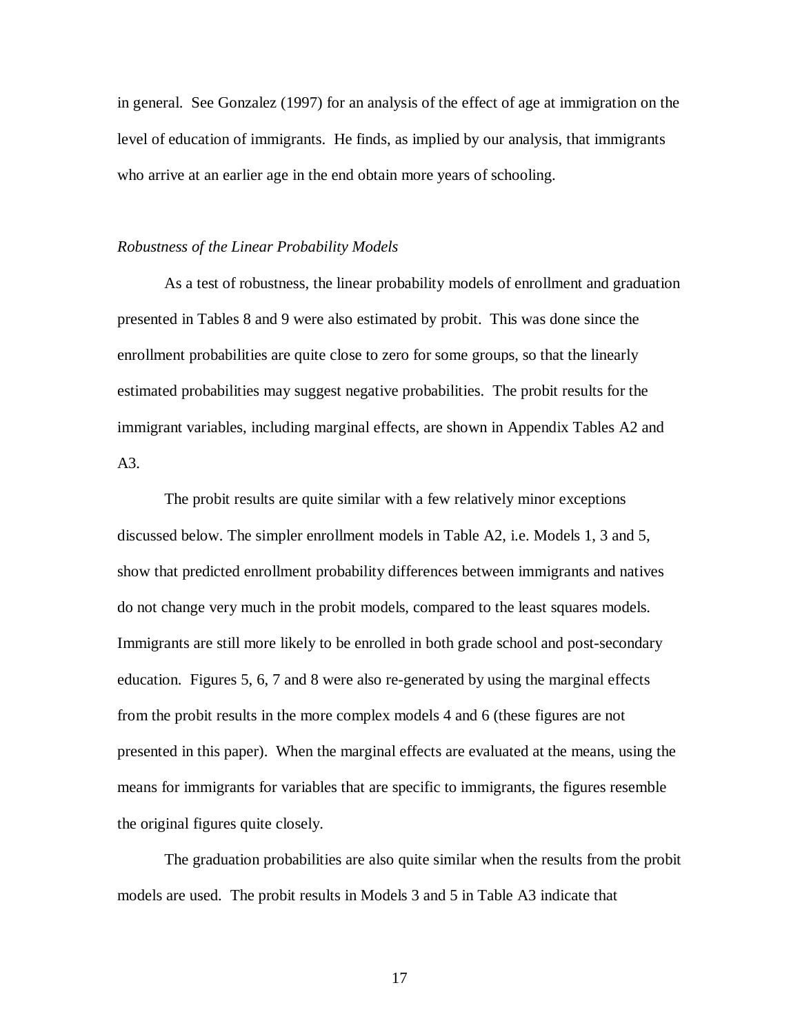in general. See Gonzalez (1997) for an analysis of the effect of age at immigration on the level of education of immigrants. He finds, as implied by our analysis, that immigrants who arrive at an earlier age in the end obtain more years of schooling.

*Robustness of the Linear Probability Models*

As a test of robustness, the linear probability models of enrollment and graduation presented in Tables 8 and 9 were also estimated by probit. This was done since the enrollment probabilities are quite close to zero for some groups, so that the linearly estimated probabilities may suggest negative probabilities. The probit results for the immigrant variables, including marginal effects, are shown in Appendix Tables A2 and A3.

The probit results are quite similar with a few relatively minor exceptions discussed below. The simpler enrollment models in Table A2, i.e. Models 1, 3 and 5, show that predicted enrollment probability differences between immigrants and natives do not change very much in the probit models, compared to the least squares models. Immigrants are still more likely to be enrolled in both grade school and post-secondary education. Figures 5, 6, 7 and 8 were also re-generated by using the marginal effects from the probit results in the more complex models 4 and 6 (these figures are not presented in this paper). When the marginal effects are evaluated at the means, using the means for immigrants for variables that are specific to immigrants, the figures resemble the original figures quite closely.

The graduation probabilities are also quite similar when the results from the probit models are used. The probit results in Models 3 and 5 in Table A3 indicate that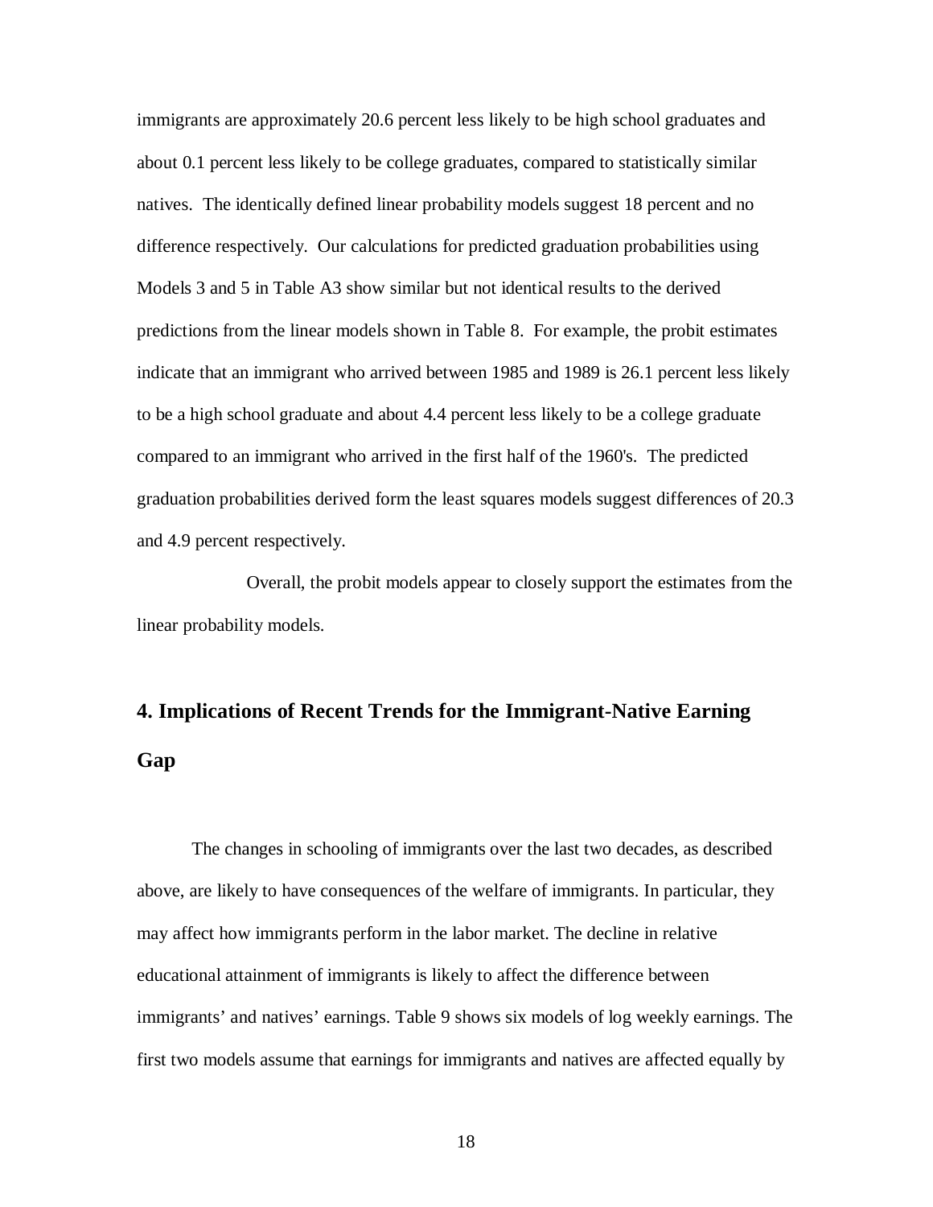immigrants are approximately 20.6 percent less likely to be high school graduates and about 0.1 percent less likely to be college graduates, compared to statistically similar natives. The identically defined linear probability models suggest 18 percent and no difference respectively. Our calculations for predicted graduation probabilities using Models 3 and 5 in Table A3 show similar but not identical results to the derived predictions from the linear models shown in Table 8. For example, the probit estimates indicate that an immigrant who arrived between 1985 and 1989 is 26.1 percent less likely to be a high school graduate and about 4.4 percent less likely to be a college graduate compared to an immigrant who arrived in the first half of the 1960's. The predicted graduation probabilities derived form the least squares models suggest differences of 20.3 and 4.9 percent respectively.

Overall, the probit models appear to closely support the estimates from the linear probability models.

## 4. Implications of Recent Trends for the Immigrant-Native Earning Gap

The changes in schooling of immigrants over the last two decades, as described above, are likely to have consequences of the welfare of immigrants. In particular, they may affect how immigrants perform in the labor market. The decline in relative educational attainment of immigrants is likely to affect the difference between immigrants' and natives' earnings. Table 9 shows six models of log weekly earnings. The first two models assume that earnings for immigrants and natives are affected equally by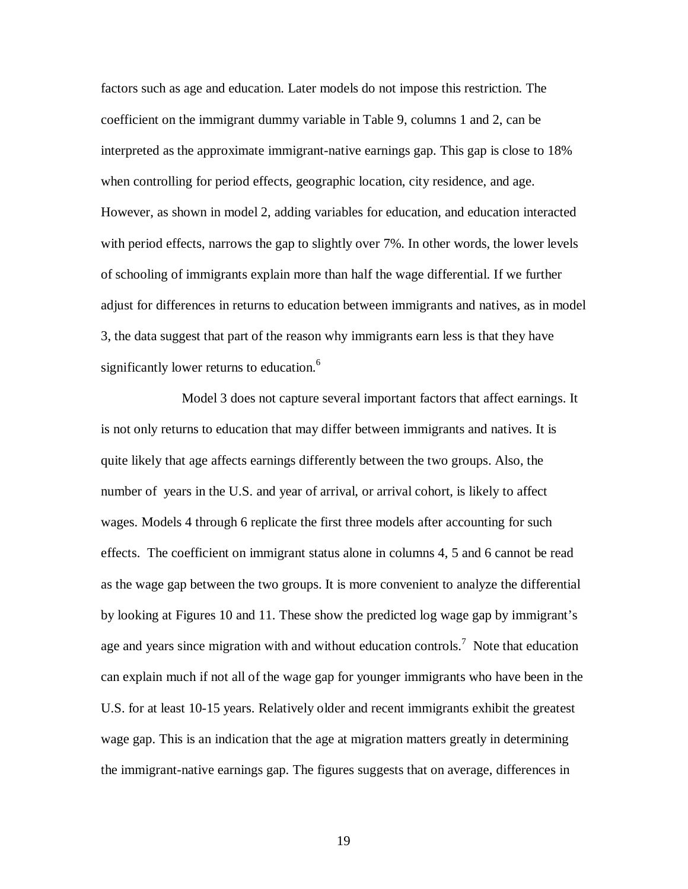factors such as age and education. Later models do not impose this restriction. The coefficient on the immigrant dummy variable in Table 9, columns 1 and 2, can be interpreted as the approximate immigrant-native earnings gap. This gap is close to 18% when controlling for period effects, geographic location, city residence, and age. However, as shown in model 2, adding variables for education, and education interacted with period effects, narrows the gap to slightly over 7%. In other words, the lower levels of schooling of immigrants explain more than half the wage differential. If we further adjust for differences in returns to education between immigrants and natives, as in model 3, the data suggest that part of the reason why immigrants earn less is that they have significantly lower returns to education.[6]

Model 3 does not capture several important factors that affect earnings. It is not only returns to education that may differ between immigrants and natives. It is quite likely that age affects earnings differently between the two groups. Also, the number of years in the U.S. and year of arrival, or arrival cohort, is likely to affect wages. Models 4 through 6 replicate the first three models after accounting for such effects. The coefficient on immigrant status alone in columns 4, 5 and 6 cannot be read as the wage gap between the two groups. It is more convenient to analyze the differential by looking at Figures 10 and 11. These show the predicted log wage gap by immigrant's age and years since migration with and without education controls.[7] Note that education can explain much if not all of the wage gap for younger immigrants who have been in the U.S. for at least 10-15 years. Relatively older and recent immigrants exhibit the greatest wage gap. This is an indication that the age at migration matters greatly in determining the immigrant-native earnings gap. The figures suggests that on average, differences in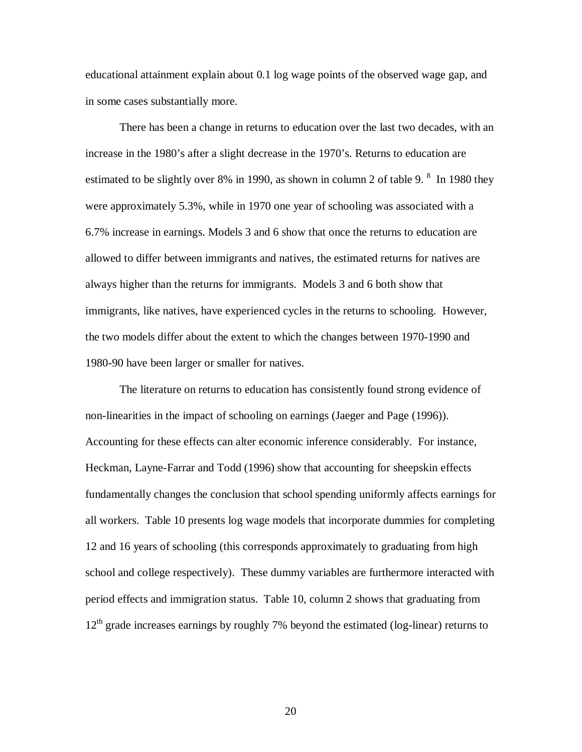educational attainment explain about 0.1 log wage points of the observed wage gap, and in some cases substantially more.

There has been a change in returns to education over the last two decades, with an increase in the 1980's after a slight decrease in the 1970's. Returns to education are estimated to be slightly over 8% in 1990, as shown in column 2 of table 9. [8] In 1980 they were approximately 5.3%, while in 1970 one year of schooling was associated with a 6.7% increase in earnings. Models 3 and 6 show that once the returns to education are allowed to differ between immigrants and natives, the estimated returns for natives are always higher than the returns for immigrants. Models 3 and 6 both show that immigrants, like natives, have experienced cycles in the returns to schooling. However, the two models differ about the extent to which the changes between 1970-1990 and 1980-90 have been larger or smaller for natives.

The literature on returns to education has consistently found strong evidence of non-linearities in the impact of schooling on earnings (Jaeger and Page (1996)). Accounting for these effects can alter economic inference considerably. For instance, Heckman, Layne-Farrar and Todd (1996) show that accounting for sheepskin effects fundamentally changes the conclusion that school spending uniformly affects earnings for all workers. Table 10 presents log wage models that incorporate dummies for completing 12 and 16 years of schooling (this corresponds approximately to graduating from high school and college respectively). These dummy variables are furthermore interacted with period effects and immigration status. Table 10, column 2 shows that graduating from 12th grade increases earnings by roughly 7% beyond the estimated (log-linear) returns to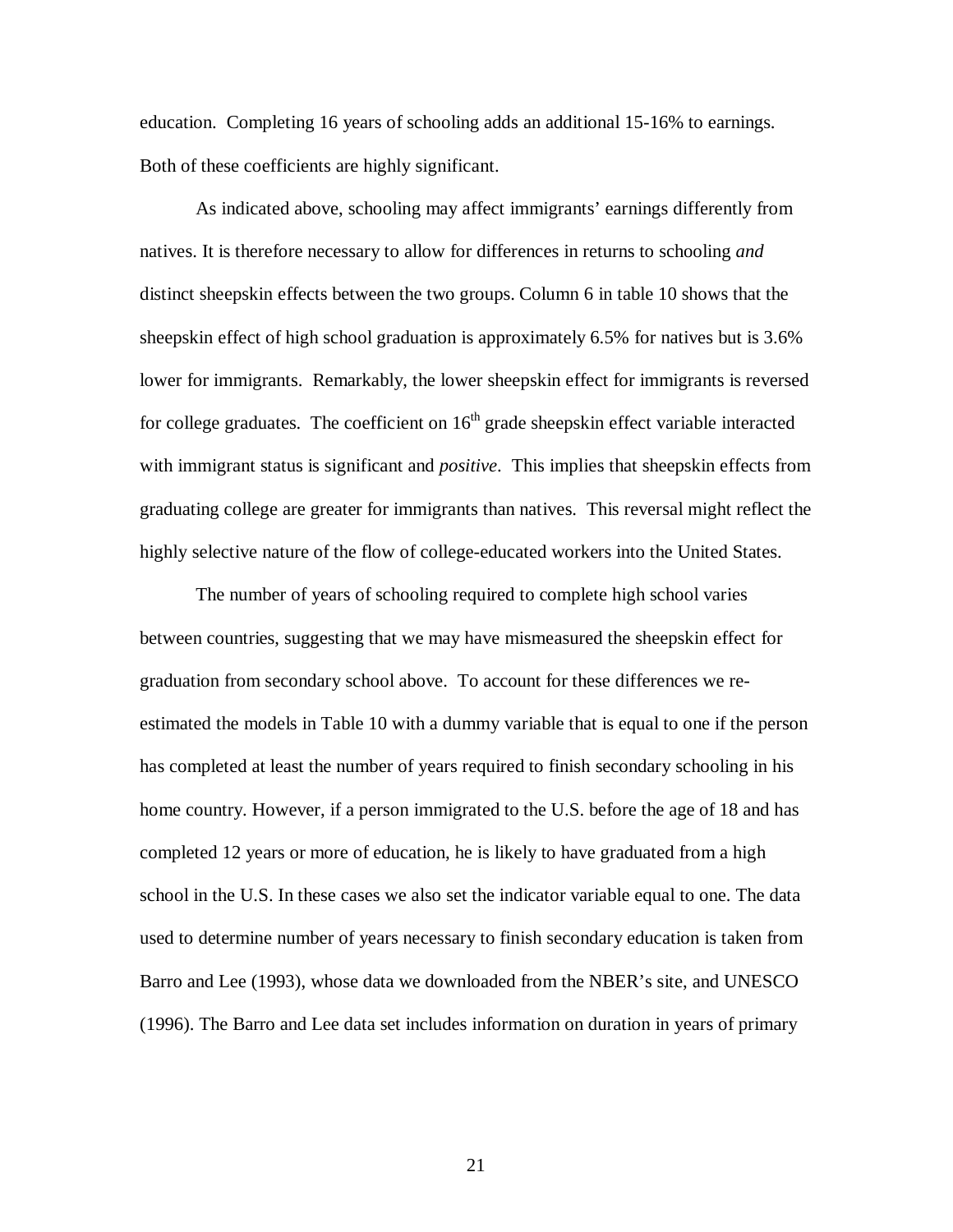education. Completing 16 years of schooling adds an additional 15-16% to earnings. Both of these coefficients are highly significant.

As indicated above, schooling may affect immigrants' earnings differently from natives. It is therefore necessary to allow for differences in returns to schooling *and* distinct sheepskin effects between the two groups. Column 6 in table 10 shows that the sheepskin effect of high school graduation is approximately 6.5% for natives but is 3.6% lower for immigrants. Remarkably, the lower sheepskin effect for immigrants is reversed for college graduates. The coefficient on 16$^{th}$ grade sheepskin effect variable interacted with immigrant status is significant and *positive*. This implies that sheepskin effects from graduating college are greater for immigrants than natives. This reversal might reflect the highly selective nature of the flow of college-educated workers into the United States.

The number of years of schooling required to complete high school varies between countries, suggesting that we may have mismeasured the sheepskin effect for graduation from secondary school above. To account for these differences we re-estimated the models in Table 10 with a dummy variable that is equal to one if the person has completed at least the number of years required to finish secondary schooling in his home country. However, if a person immigrated to the U.S. before the age of 18 and has completed 12 years or more of education, he is likely to have graduated from a high school in the U.S. In these cases we also set the indicator variable equal to one. The data used to determine number of years necessary to finish secondary education is taken from Barro and Lee (1993), whose data we downloaded from the NBER's site, and UNESCO (1996). The Barro and Lee data set includes information on duration in years of primary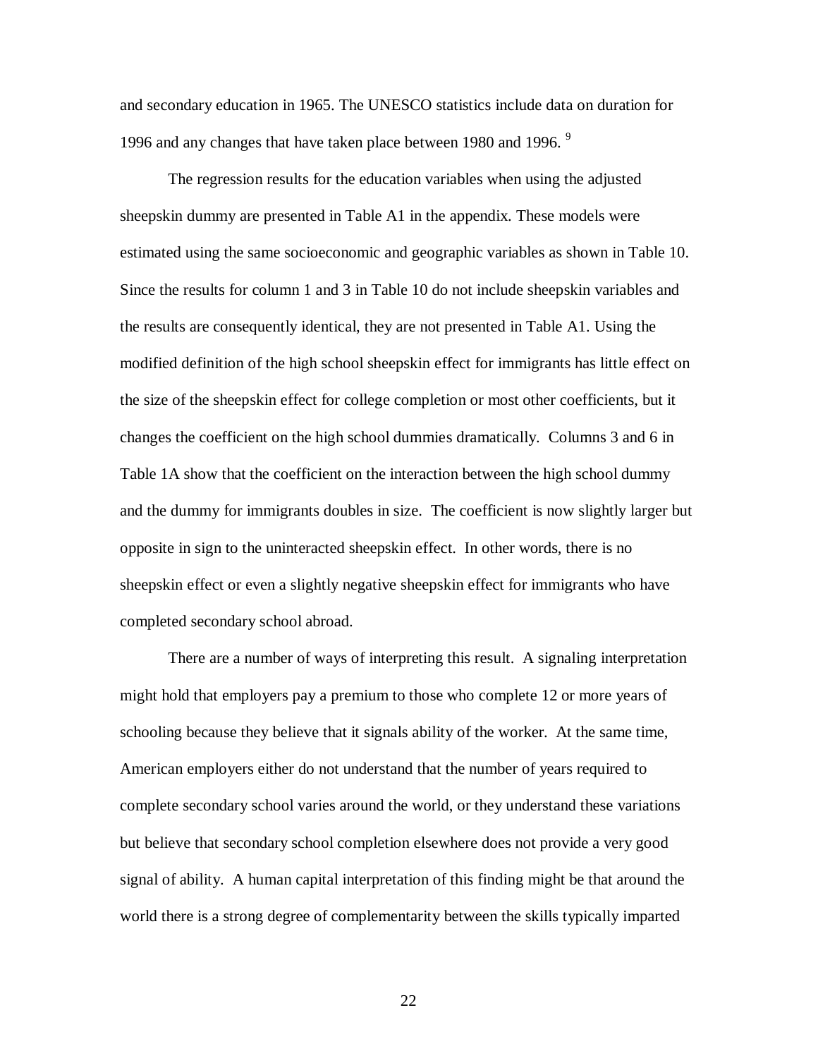and secondary education in 1965. The UNESCO statistics include data on duration for 1996 and any changes that have taken place between 1980 and 1996. [9]

The regression results for the education variables when using the adjusted sheepskin dummy are presented in Table A1 in the appendix. These models were estimated using the same socioeconomic and geographic variables as shown in Table 10. Since the results for column 1 and 3 in Table 10 do not include sheepskin variables and the results are consequently identical, they are not presented in Table A1. Using the modified definition of the high school sheepskin effect for immigrants has little effect on the size of the sheepskin effect for college completion or most other coefficients, but it changes the coefficient on the high school dummies dramatically. Columns 3 and 6 in Table 1A show that the coefficient on the interaction between the high school dummy and the dummy for immigrants doubles in size. The coefficient is now slightly larger but opposite in sign to the uninteracted sheepskin effect. In other words, there is no sheepskin effect or even a slightly negative sheepskin effect for immigrants who have completed secondary school abroad.

There are a number of ways of interpreting this result. A signaling interpretation might hold that employers pay a premium to those who complete 12 or more years of schooling because they believe that it signals ability of the worker. At the same time, American employers either do not understand that the number of years required to complete secondary school varies around the world, or they understand these variations but believe that secondary school completion elsewhere does not provide a very good signal of ability. A human capital interpretation of this finding might be that around the world there is a strong degree of complementarity between the skills typically imparted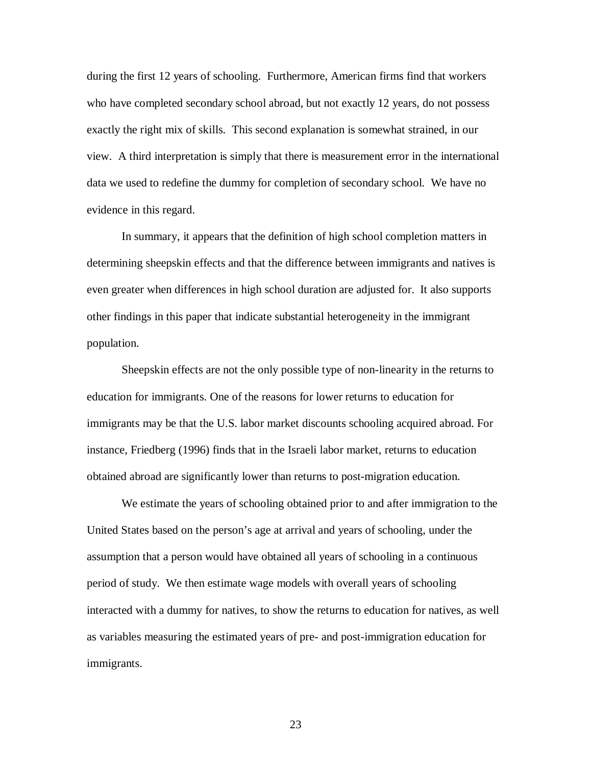during the first 12 years of schooling. Furthermore, American firms find that workers who have completed secondary school abroad, but not exactly 12 years, do not possess exactly the right mix of skills. This second explanation is somewhat strained, in our view. A third interpretation is simply that there is measurement error in the international data we used to redefine the dummy for completion of secondary school. We have no evidence in this regard.

In summary, it appears that the definition of high school completion matters in determining sheepskin effects and that the difference between immigrants and natives is even greater when differences in high school duration are adjusted for. It also supports other findings in this paper that indicate substantial heterogeneity in the immigrant population.

Sheepskin effects are not the only possible type of non-linearity in the returns to education for immigrants. One of the reasons for lower returns to education for immigrants may be that the U.S. labor market discounts schooling acquired abroad. For instance, Friedberg (1996) finds that in the Israeli labor market, returns to education obtained abroad are significantly lower than returns to post-migration education.

We estimate the years of schooling obtained prior to and after immigration to the United States based on the person's age at arrival and years of schooling, under the assumption that a person would have obtained all years of schooling in a continuous period of study. We then estimate wage models with overall years of schooling interacted with a dummy for natives, to show the returns to education for natives, as well as variables measuring the estimated years of pre- and post-immigration education for immigrants.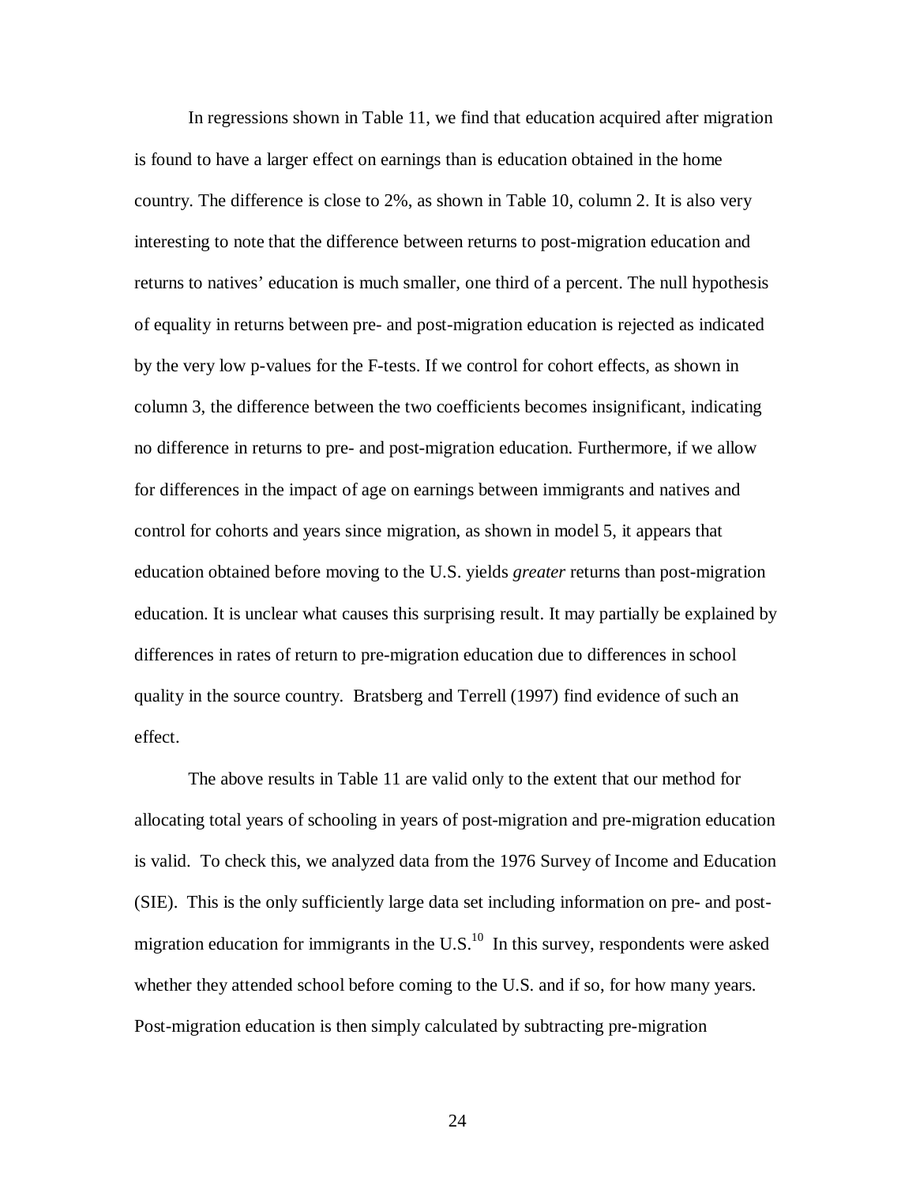In regressions shown in Table 11, we find that education acquired after migration is found to have a larger effect on earnings than is education obtained in the home country. The difference is close to 2%, as shown in Table 10, column 2. It is also very interesting to note that the difference between returns to post-migration education and returns to natives' education is much smaller, one third of a percent. The null hypothesis of equality in returns between pre- and post-migration education is rejected as indicated by the very low p-values for the F-tests. If we control for cohort effects, as shown in column 3, the difference between the two coefficients becomes insignificant, indicating no difference in returns to pre- and post-migration education. Furthermore, if we allow for differences in the impact of age on earnings between immigrants and natives and control for cohorts and years since migration, as shown in model 5, it appears that education obtained before moving to the U.S. yields *greater* returns than post-migration education. It is unclear what causes this surprising result. It may partially be explained by differences in rates of return to pre-migration education due to differences in school quality in the source country. Bratsberg and Terrell (1997) find evidence of such an effect.

The above results in Table 11 are valid only to the extent that our method for allocating total years of schooling in years of post-migration and pre-migration education is valid. To check this, we analyzed data from the 1976 Survey of Income and Education (SIE). This is the only sufficiently large data set including information on pre- and post-migration education for immigrants in the U.S.[10] In this survey, respondents were asked whether they attended school before coming to the U.S. and if so, for how many years. Post-migration education is then simply calculated by subtracting pre-migration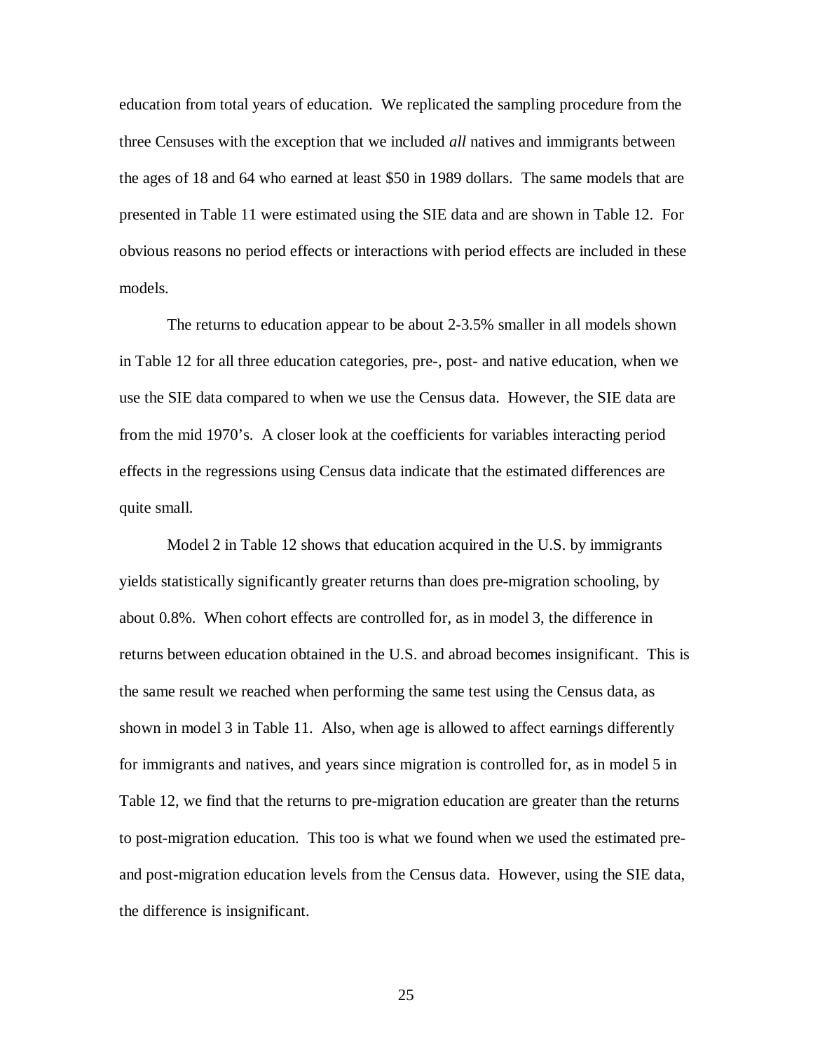education from total years of education. We replicated the sampling procedure from the three Censuses with the exception that we included *all* natives and immigrants between the ages of 18 and 64 who earned at least $50 in 1989 dollars. The same models that are presented in Table 11 were estimated using the SIE data and are shown in Table 12. For obvious reasons no period effects or interactions with period effects are included in these models.

The returns to education appear to be about 2-3.5% smaller in all models shown in Table 12 for all three education categories, pre-, post- and native education, when we use the SIE data compared to when we use the Census data. However, the SIE data are from the mid 1970's. A closer look at the coefficients for variables interacting period effects in the regressions using Census data indicate that the estimated differences are quite small.

Model 2 in Table 12 shows that education acquired in the U.S. by immigrants yields statistically significantly greater returns than does pre-migration schooling, by about 0.8%. When cohort effects are controlled for, as in model 3, the difference in returns between education obtained in the U.S. and abroad becomes insignificant. This is the same result we reached when performing the same test using the Census data, as shown in model 3 in Table 11. Also, when age is allowed to affect earnings differently for immigrants and natives, and years since migration is controlled for, as in model 5 in Table 12, we find that the returns to pre-migration education are greater than the returns to post-migration education. This too is what we found when we used the estimated pre- and post-migration education levels from the Census data. However, using the SIE data, the difference is insignificant.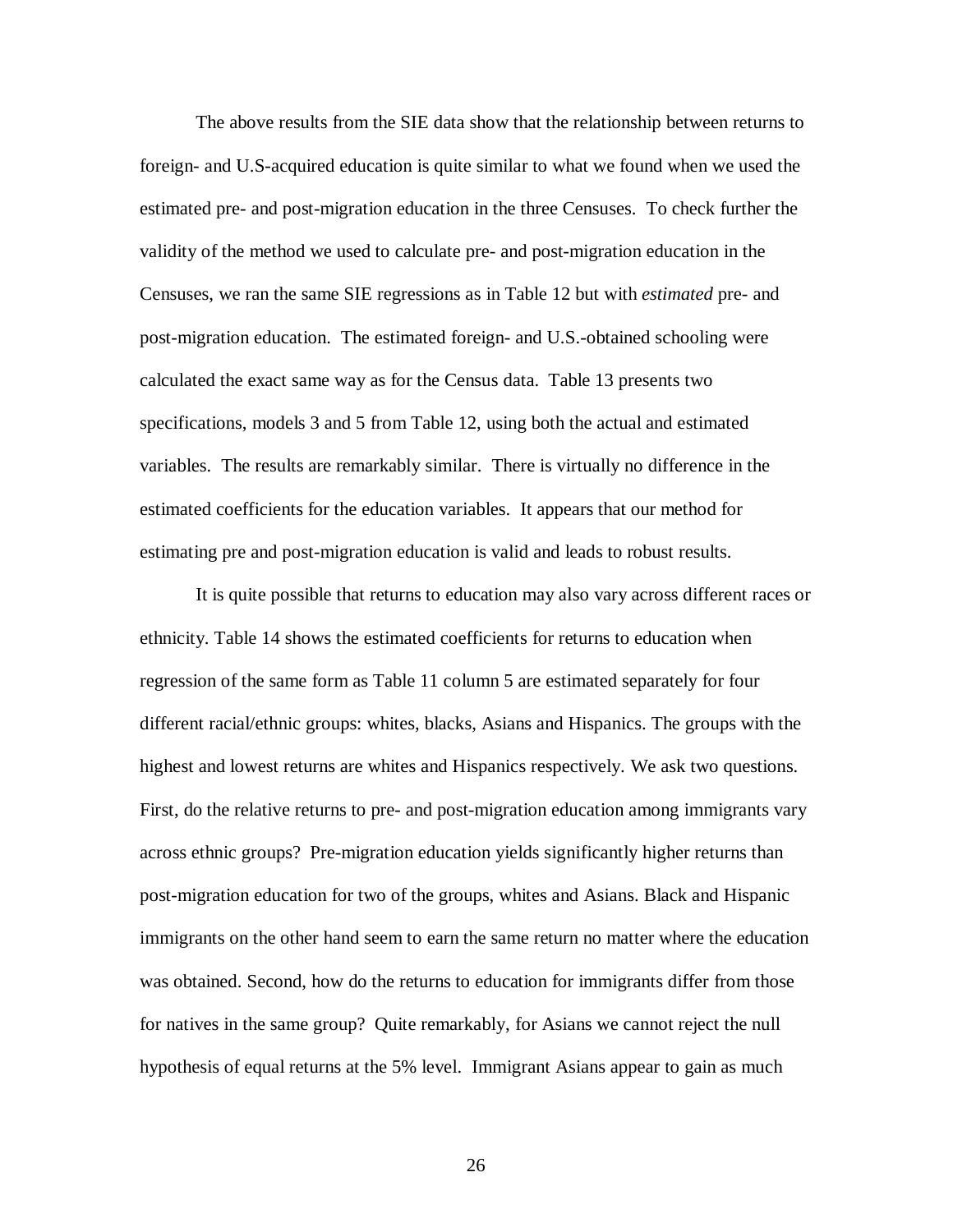The above results from the SIE data show that the relationship between returns to foreign- and U.S-acquired education is quite similar to what we found when we used the estimated pre- and post-migration education in the three Censuses. To check further the validity of the method we used to calculate pre- and post-migration education in the Censuses, we ran the same SIE regressions as in Table 12 but with *estimated* pre- and post-migration education. The estimated foreign- and U.S.-obtained schooling were calculated the exact same way as for the Census data. Table 13 presents two specifications, models 3 and 5 from Table 12, using both the actual and estimated variables. The results are remarkably similar. There is virtually no difference in the estimated coefficients for the education variables. It appears that our method for estimating pre and post-migration education is valid and leads to robust results.

It is quite possible that returns to education may also vary across different races or ethnicity. Table 14 shows the estimated coefficients for returns to education when regression of the same form as Table 11 column 5 are estimated separately for four different racial/ethnic groups: whites, blacks, Asians and Hispanics. The groups with the highest and lowest returns are whites and Hispanics respectively. We ask two questions. First, do the relative returns to pre- and post-migration education among immigrants vary across ethnic groups? Pre-migration education yields significantly higher returns than post-migration education for two of the groups, whites and Asians. Black and Hispanic immigrants on the other hand seem to earn the same return no matter where the education was obtained. Second, how do the returns to education for immigrants differ from those for natives in the same group? Quite remarkably, for Asians we cannot reject the null hypothesis of equal returns at the 5% level. Immigrant Asians appear to gain as much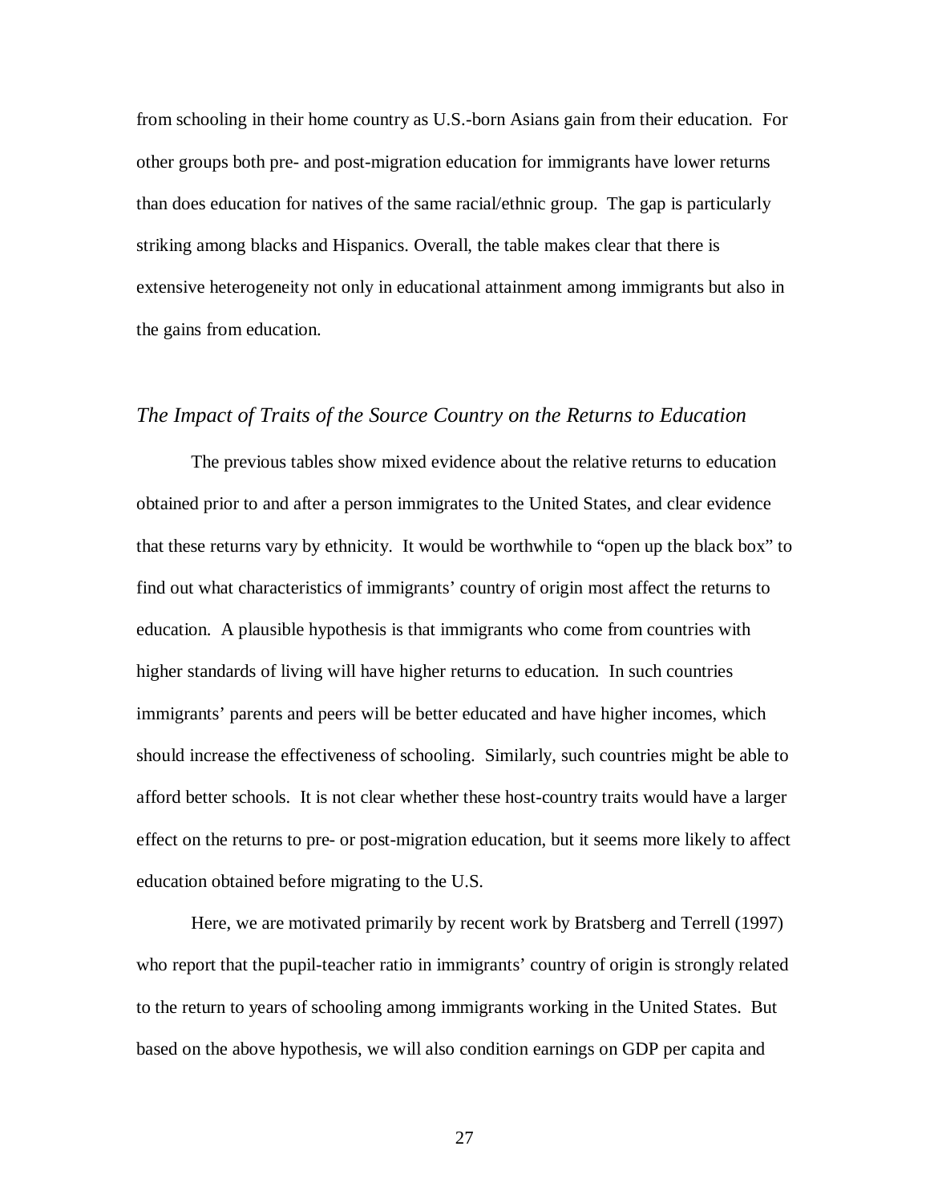from schooling in their home country as U.S.-born Asians gain from their education. For other groups both pre- and post-migration education for immigrants have lower returns than does education for natives of the same racial/ethnic group. The gap is particularly striking among blacks and Hispanics. Overall, the table makes clear that there is extensive heterogeneity not only in educational attainment among immigrants but also in the gains from education.

### *The Impact of Traits of the Source Country on the Returns to Education*

The previous tables show mixed evidence about the relative returns to education obtained prior to and after a person immigrates to the United States, and clear evidence that these returns vary by ethnicity. It would be worthwhile to "open up the black box" to find out what characteristics of immigrants' country of origin most affect the returns to education. A plausible hypothesis is that immigrants who come from countries with higher standards of living will have higher returns to education. In such countries immigrants' parents and peers will be better educated and have higher incomes, which should increase the effectiveness of schooling. Similarly, such countries might be able to afford better schools. It is not clear whether these host-country traits would have a larger effect on the returns to pre- or post-migration education, but it seems more likely to affect education obtained before migrating to the U.S.

Here, we are motivated primarily by recent work by Bratsberg and Terrell (1997) who report that the pupil-teacher ratio in immigrants' country of origin is strongly related to the return to years of schooling among immigrants working in the United States. But based on the above hypothesis, we will also condition earnings on GDP per capita and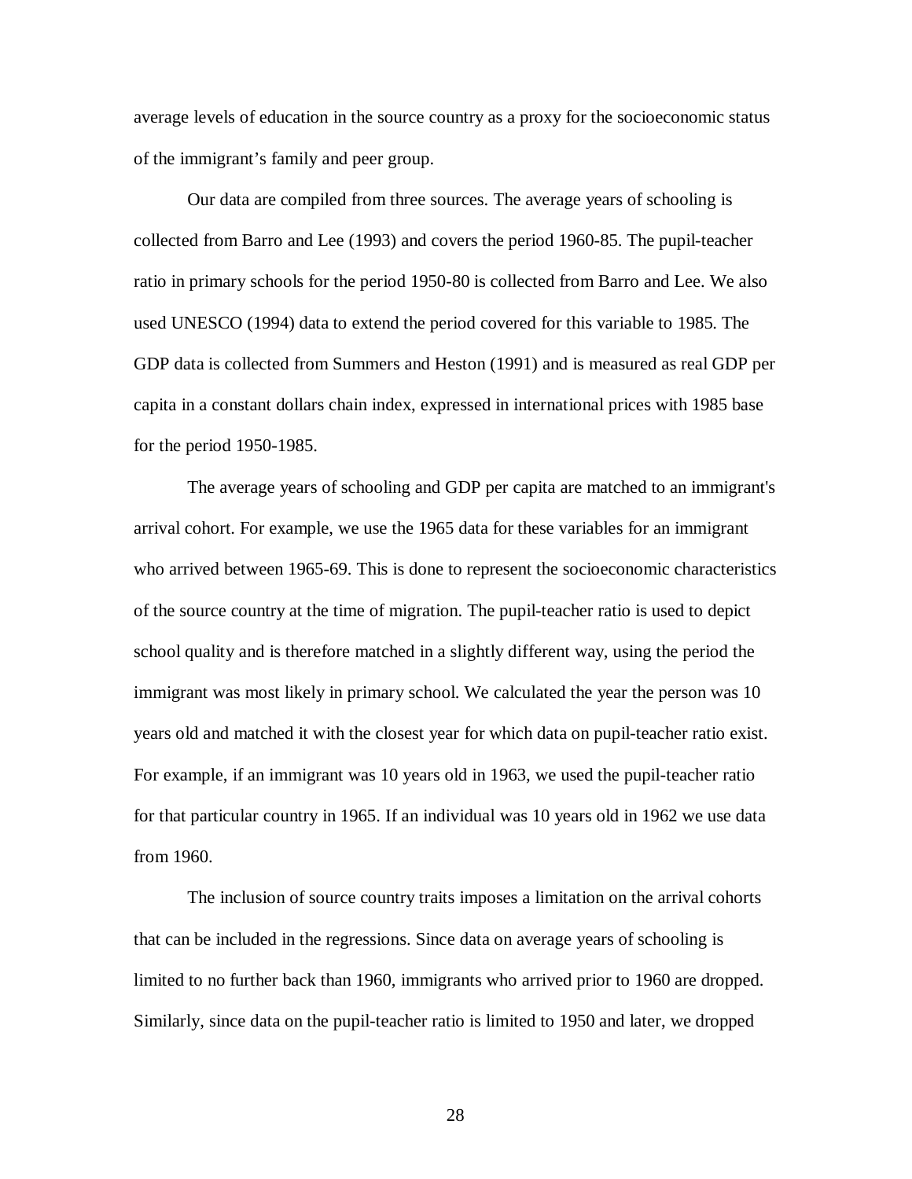average levels of education in the source country as a proxy for the socioeconomic status of the immigrant's family and peer group.

Our data are compiled from three sources. The average years of schooling is collected from Barro and Lee (1993) and covers the period 1960-85. The pupil-teacher ratio in primary schools for the period 1950-80 is collected from Barro and Lee. We also used UNESCO (1994) data to extend the period covered for this variable to 1985. The GDP data is collected from Summers and Heston (1991) and is measured as real GDP per capita in a constant dollars chain index, expressed in international prices with 1985 base for the period 1950-1985.

The average years of schooling and GDP per capita are matched to an immigrant's arrival cohort. For example, we use the 1965 data for these variables for an immigrant who arrived between 1965-69. This is done to represent the socioeconomic characteristics of the source country at the time of migration. The pupil-teacher ratio is used to depict school quality and is therefore matched in a slightly different way, using the period the immigrant was most likely in primary school. We calculated the year the person was 10 years old and matched it with the closest year for which data on pupil-teacher ratio exist. For example, if an immigrant was 10 years old in 1963, we used the pupil-teacher ratio for that particular country in 1965. If an individual was 10 years old in 1962 we use data from 1960.

The inclusion of source country traits imposes a limitation on the arrival cohorts that can be included in the regressions. Since data on average years of schooling is limited to no further back than 1960, immigrants who arrived prior to 1960 are dropped. Similarly, since data on the pupil-teacher ratio is limited to 1950 and later, we dropped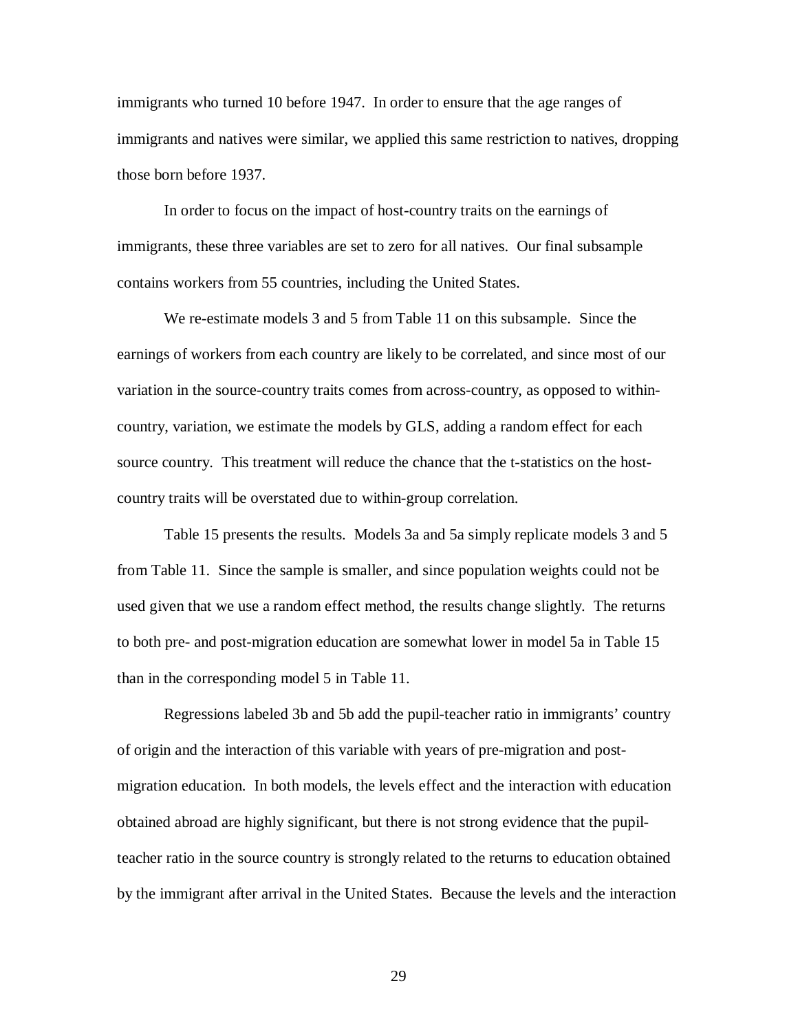immigrants who turned 10 before 1947. In order to ensure that the age ranges of immigrants and natives were similar, we applied this same restriction to natives, dropping those born before 1937.

In order to focus on the impact of host-country traits on the earnings of immigrants, these three variables are set to zero for all natives. Our final subsample contains workers from 55 countries, including the United States.

We re-estimate models 3 and 5 from Table 11 on this subsample. Since the earnings of workers from each country are likely to be correlated, and since most of our variation in the source-country traits comes from across-country, as opposed to within-country, variation, we estimate the models by GLS, adding a random effect for each source country. This treatment will reduce the chance that the t-statistics on the host-country traits will be overstated due to within-group correlation.

Table 15 presents the results. Models 3a and 5a simply replicate models 3 and 5 from Table 11. Since the sample is smaller, and since population weights could not be used given that we use a random effect method, the results change slightly. The returns to both pre- and post-migration education are somewhat lower in model 5a in Table 15 than in the corresponding model 5 in Table 11.

Regressions labeled 3b and 5b add the pupil-teacher ratio in immigrants' country of origin and the interaction of this variable with years of pre-migration and post-migration education. In both models, the levels effect and the interaction with education obtained abroad are highly significant, but there is not strong evidence that the pupil-teacher ratio in the source country is strongly related to the returns to education obtained by the immigrant after arrival in the United States. Because the levels and the interaction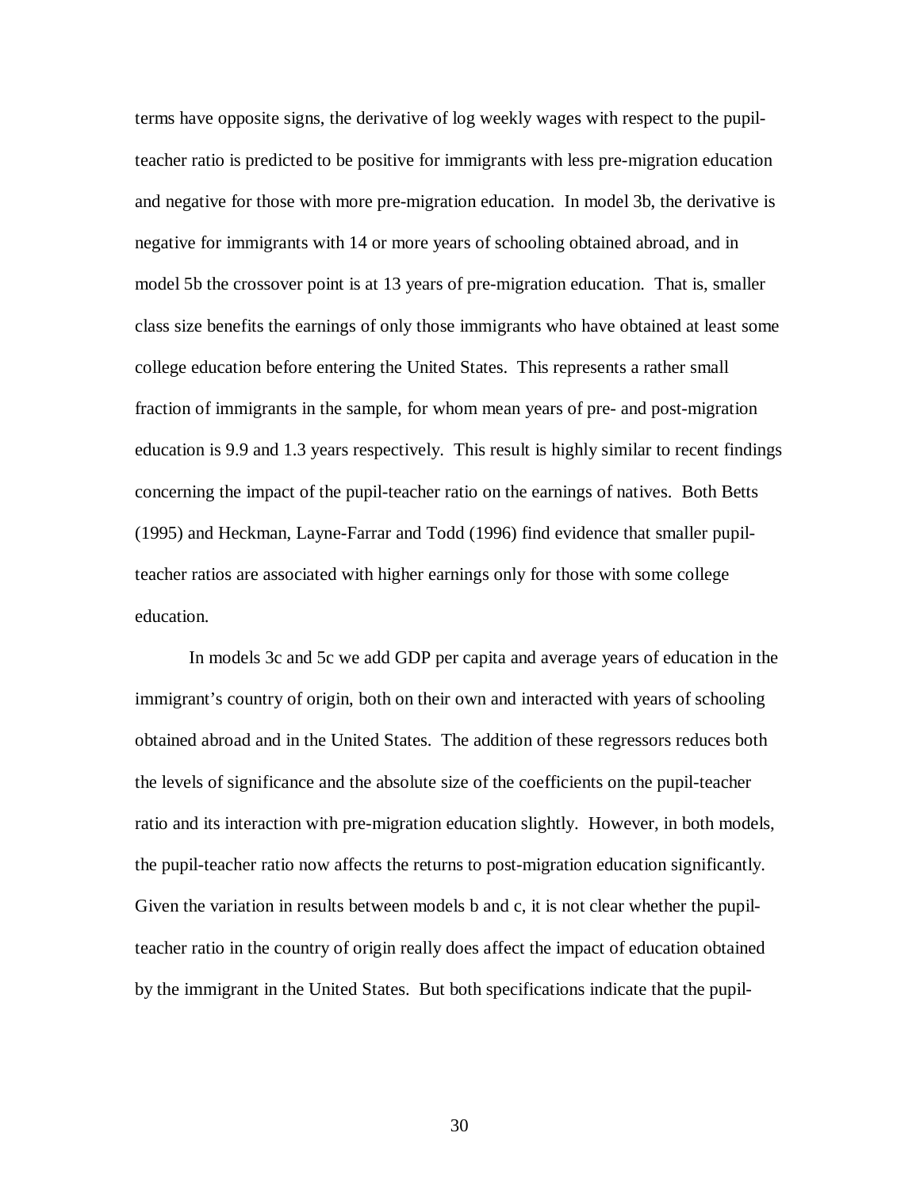terms have opposite signs, the derivative of log weekly wages with respect to the pupil-teacher ratio is predicted to be positive for immigrants with less pre-migration education and negative for those with more pre-migration education. In model 3b, the derivative is negative for immigrants with 14 or more years of schooling obtained abroad, and in model 5b the crossover point is at 13 years of pre-migration education. That is, smaller class size benefits the earnings of only those immigrants who have obtained at least some college education before entering the United States. This represents a rather small fraction of immigrants in the sample, for whom mean years of pre- and post-migration education is 9.9 and 1.3 years respectively. This result is highly similar to recent findings concerning the impact of the pupil-teacher ratio on the earnings of natives. Both Betts (1995) and Heckman, Layne-Farrar and Todd (1996) find evidence that smaller pupil-teacher ratios are associated with higher earnings only for those with some college education.

In models 3c and 5c we add GDP per capita and average years of education in the immigrant's country of origin, both on their own and interacted with years of schooling obtained abroad and in the United States. The addition of these regressors reduces both the levels of significance and the absolute size of the coefficients on the pupil-teacher ratio and its interaction with pre-migration education slightly. However, in both models, the pupil-teacher ratio now affects the returns to post-migration education significantly. Given the variation in results between models b and c, it is not clear whether the pupil-teacher ratio in the country of origin really does affect the impact of education obtained by the immigrant in the United States. But both specifications indicate that the pupil-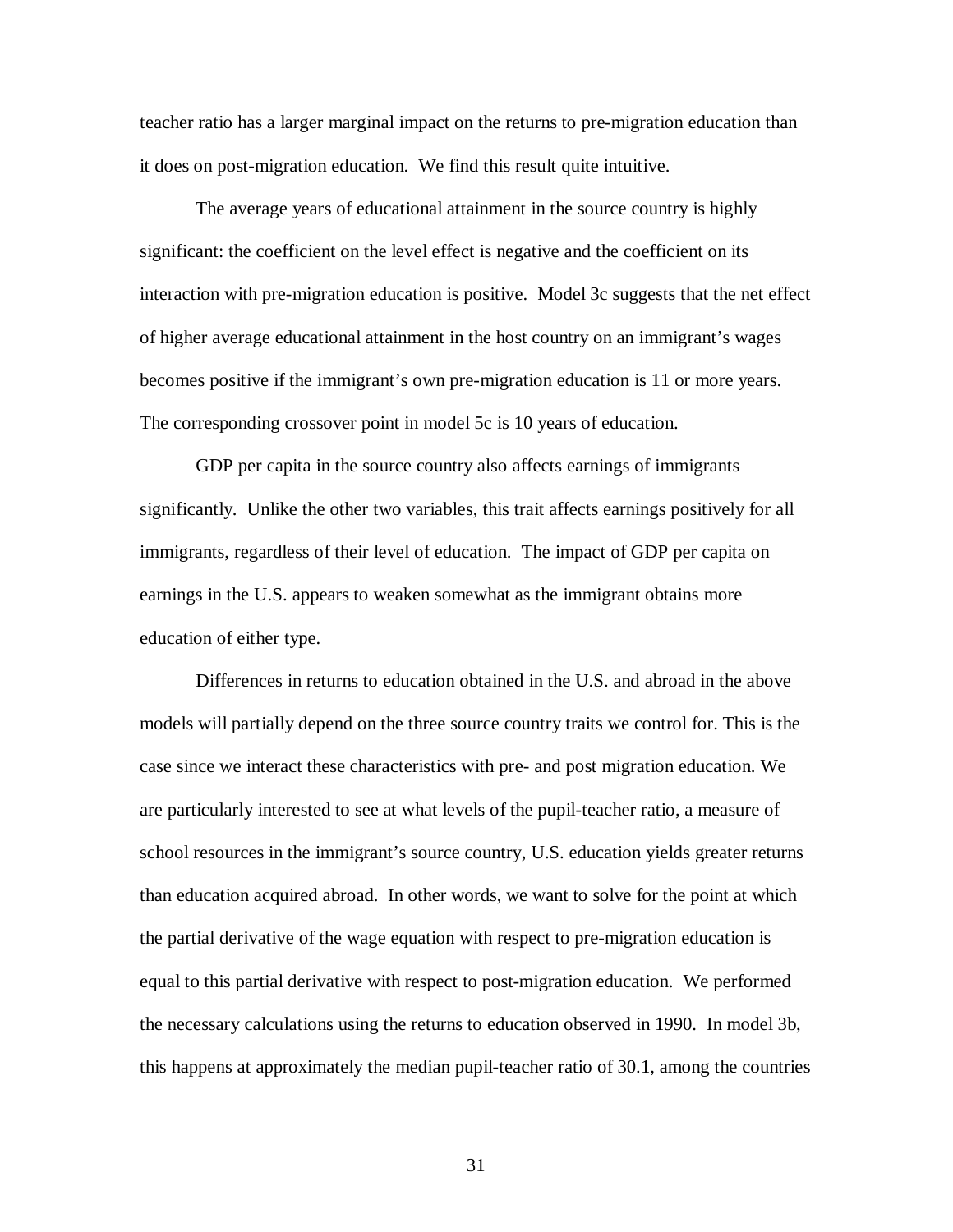teacher ratio has a larger marginal impact on the returns to pre-migration education than it does on post-migration education. We find this result quite intuitive.

The average years of educational attainment in the source country is highly significant: the coefficient on the level effect is negative and the coefficient on its interaction with pre-migration education is positive. Model 3c suggests that the net effect of higher average educational attainment in the host country on an immigrant's wages becomes positive if the immigrant's own pre-migration education is 11 or more years. The corresponding crossover point in model 5c is 10 years of education.

GDP per capita in the source country also affects earnings of immigrants significantly. Unlike the other two variables, this trait affects earnings positively for all immigrants, regardless of their level of education. The impact of GDP per capita on earnings in the U.S. appears to weaken somewhat as the immigrant obtains more education of either type.

Differences in returns to education obtained in the U.S. and abroad in the above models will partially depend on the three source country traits we control for. This is the case since we interact these characteristics with pre- and post migration education. We are particularly interested to see at what levels of the pupil-teacher ratio, a measure of school resources in the immigrant's source country, U.S. education yields greater returns than education acquired abroad. In other words, we want to solve for the point at which the partial derivative of the wage equation with respect to pre-migration education is equal to this partial derivative with respect to post-migration education. We performed the necessary calculations using the returns to education observed in 1990. In model 3b, this happens at approximately the median pupil-teacher ratio of 30.1, among the countries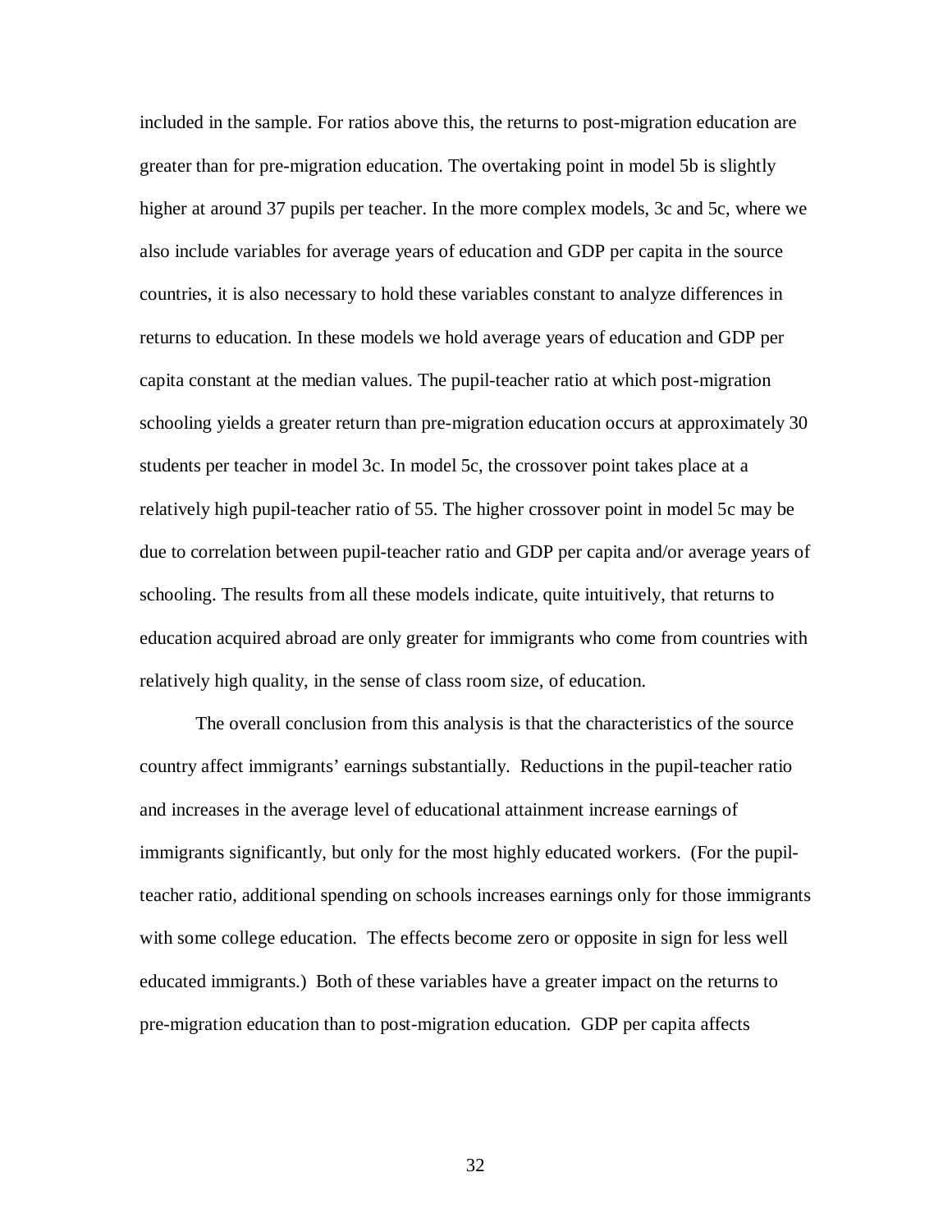included in the sample. For ratios above this, the returns to post-migration education are greater than for pre-migration education. The overtaking point in model 5b is slightly higher at around 37 pupils per teacher. In the more complex models, 3c and 5c, where we also include variables for average years of education and GDP per capita in the source countries, it is also necessary to hold these variables constant to analyze differences in returns to education. In these models we hold average years of education and GDP per capita constant at the median values. The pupil-teacher ratio at which post-migration schooling yields a greater return than pre-migration education occurs at approximately 30 students per teacher in model 3c. In model 5c, the crossover point takes place at a relatively high pupil-teacher ratio of 55. The higher crossover point in model 5c may be due to correlation between pupil-teacher ratio and GDP per capita and/or average years of schooling. The results from all these models indicate, quite intuitively, that returns to education acquired abroad are only greater for immigrants who come from countries with relatively high quality, in the sense of class room size, of education.

The overall conclusion from this analysis is that the characteristics of the source country affect immigrants' earnings substantially. Reductions in the pupil-teacher ratio and increases in the average level of educational attainment increase earnings of immigrants significantly, but only for the most highly educated workers. (For the pupil-teacher ratio, additional spending on schools increases earnings only for those immigrants with some college education. The effects become zero or opposite in sign for less well educated immigrants.) Both of these variables have a greater impact on the returns to pre-migration education than to post-migration education. GDP per capita affects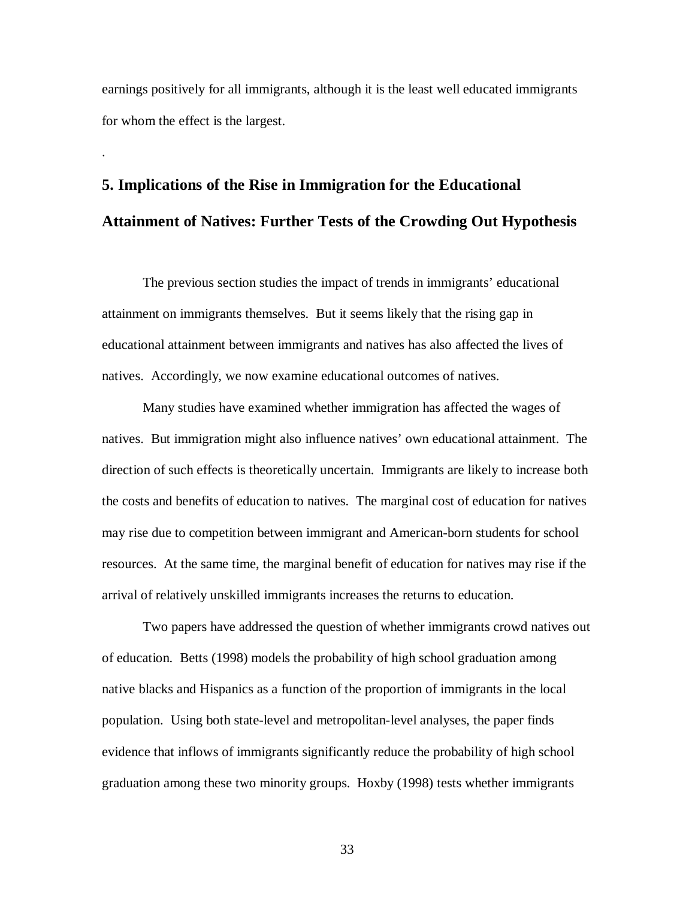earnings positively for all immigrants, although it is the least well educated immigrants for whom the effect is the largest.

.

## 5. Implications of the Rise in Immigration for the Educational Attainment of Natives: Further Tests of the Crowding Out Hypothesis

The previous section studies the impact of trends in immigrants' educational attainment on immigrants themselves. But it seems likely that the rising gap in educational attainment between immigrants and natives has also affected the lives of natives. Accordingly, we now examine educational outcomes of natives.

Many studies have examined whether immigration has affected the wages of natives. But immigration might also influence natives' own educational attainment. The direction of such effects is theoretically uncertain. Immigrants are likely to increase both the costs and benefits of education to natives. The marginal cost of education for natives may rise due to competition between immigrant and American-born students for school resources. At the same time, the marginal benefit of education for natives may rise if the arrival of relatively unskilled immigrants increases the returns to education.

Two papers have addressed the question of whether immigrants crowd natives out of education. Betts (1998) models the probability of high school graduation among native blacks and Hispanics as a function of the proportion of immigrants in the local population. Using both state-level and metropolitan-level analyses, the paper finds evidence that inflows of immigrants significantly reduce the probability of high school graduation among these two minority groups. Hoxby (1998) tests whether immigrants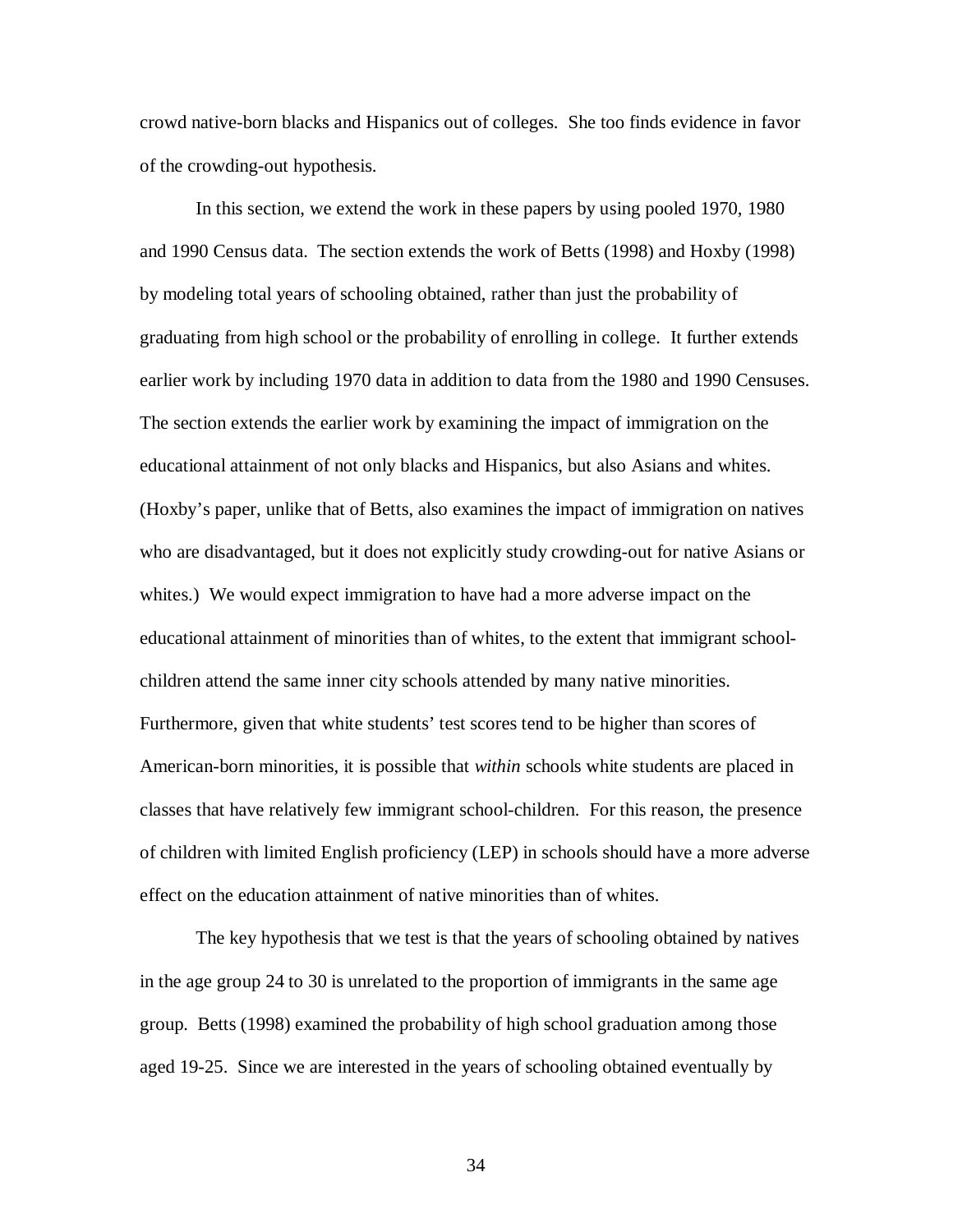crowd native-born blacks and Hispanics out of colleges. She too finds evidence in favor of the crowding-out hypothesis.

In this section, we extend the work in these papers by using pooled 1970, 1980 and 1990 Census data. The section extends the work of Betts (1998) and Hoxby (1998) by modeling total years of schooling obtained, rather than just the probability of graduating from high school or the probability of enrolling in college. It further extends earlier work by including 1970 data in addition to data from the 1980 and 1990 Censuses. The section extends the earlier work by examining the impact of immigration on the educational attainment of not only blacks and Hispanics, but also Asians and whites. (Hoxby's paper, unlike that of Betts, also examines the impact of immigration on natives who are disadvantaged, but it does not explicitly study crowding-out for native Asians or whites.) We would expect immigration to have had a more adverse impact on the educational attainment of minorities than of whites, to the extent that immigrant school-children attend the same inner city schools attended by many native minorities. Furthermore, given that white students' test scores tend to be higher than scores of American-born minorities, it is possible that *within* schools white students are placed in classes that have relatively few immigrant school-children. For this reason, the presence of children with limited English proficiency (LEP) in schools should have a more adverse effect on the education attainment of native minorities than of whites.

The key hypothesis that we test is that the years of schooling obtained by natives in the age group 24 to 30 is unrelated to the proportion of immigrants in the same age group. Betts (1998) examined the probability of high school graduation among those aged 19-25. Since we are interested in the years of schooling obtained eventually by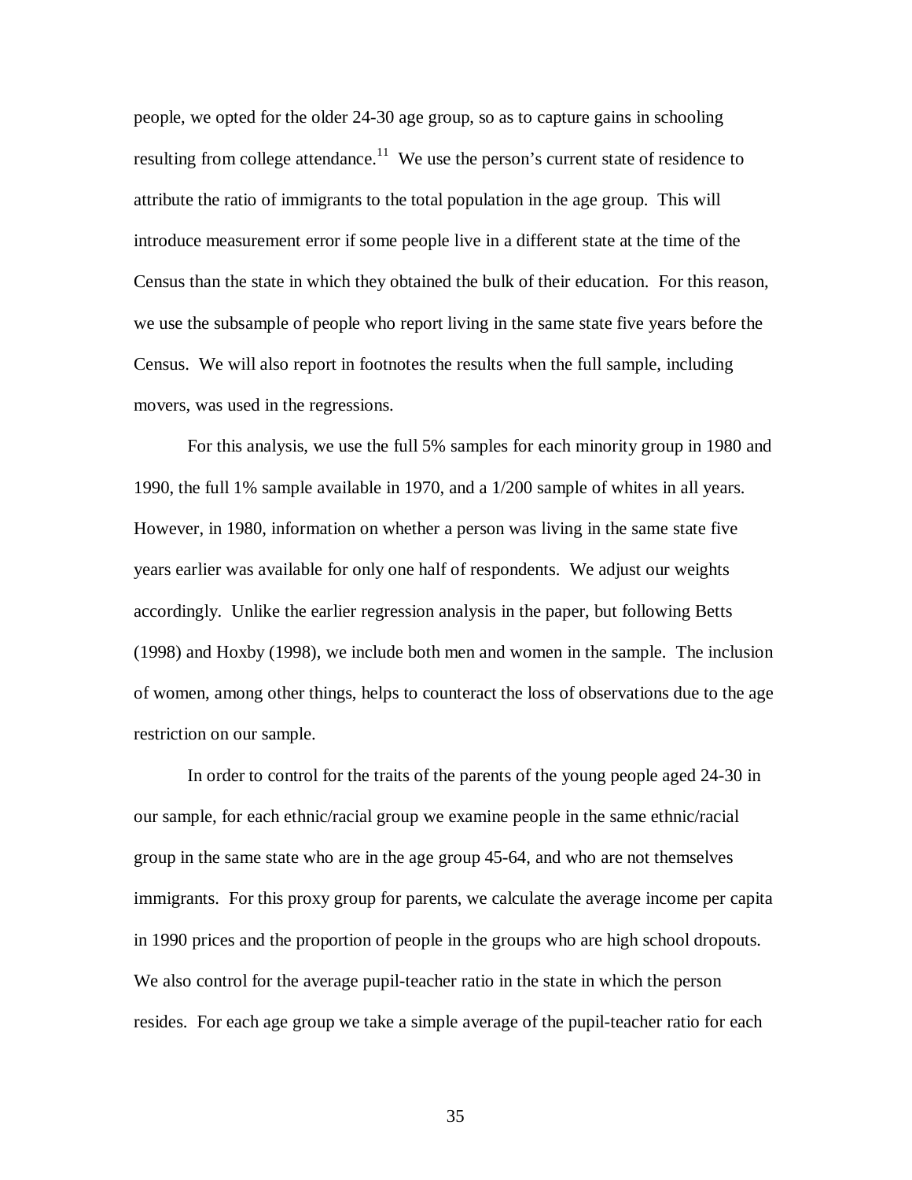people, we opted for the older 24-30 age group, so as to capture gains in schooling resulting from college attendance.[11] We use the person's current state of residence to attribute the ratio of immigrants to the total population in the age group. This will introduce measurement error if some people live in a different state at the time of the Census than the state in which they obtained the bulk of their education. For this reason, we use the subsample of people who report living in the same state five years before the Census. We will also report in footnotes the results when the full sample, including movers, was used in the regressions.

For this analysis, we use the full 5% samples for each minority group in 1980 and 1990, the full 1% sample available in 1970, and a 1/200 sample of whites in all years. However, in 1980, information on whether a person was living in the same state five years earlier was available for only one half of respondents. We adjust our weights accordingly. Unlike the earlier regression analysis in the paper, but following Betts (1998) and Hoxby (1998), we include both men and women in the sample. The inclusion of women, among other things, helps to counteract the loss of observations due to the age restriction on our sample.

In order to control for the traits of the parents of the young people aged 24-30 in our sample, for each ethnic/racial group we examine people in the same ethnic/racial group in the same state who are in the age group 45-64, and who are not themselves immigrants. For this proxy group for parents, we calculate the average income per capita in 1990 prices and the proportion of people in the groups who are high school dropouts. We also control for the average pupil-teacher ratio in the state in which the person resides. For each age group we take a simple average of the pupil-teacher ratio for each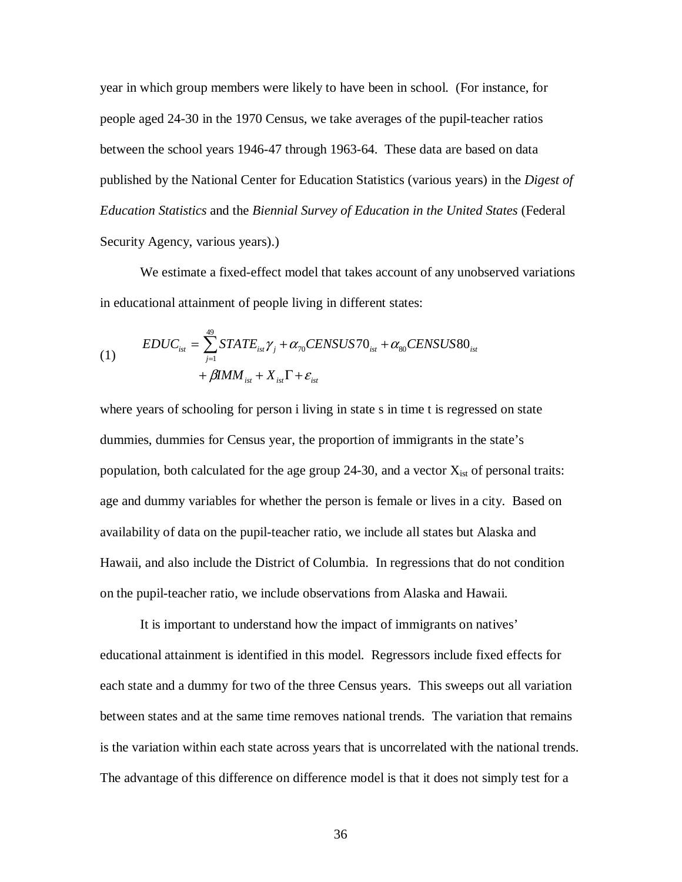year in which group members were likely to have been in school. (For instance, for people aged 24-30 in the 1970 Census, we take averages of the pupil-teacher ratios between the school years 1946-47 through 1963-64. These data are based on data published by the National Center for Education Statistics (various years) in the *Digest of Education Statistics* and the *Biennial Survey of Education in the United States* (Federal Security Agency, various years).)

We estimate a fixed-effect model that takes account of any unobserved variations in educational attainment of people living in different states:

$$
\begin{aligned}
(1) \qquad EDUC_{ist} = \sum_{j=1}^{49} STATE_{ist}\gamma_j + \alpha_{70} CENSUS70_{ist} + \alpha_{80} CENSUS80_{ist} \\
+ \beta IMM_{ist} + X_{ist}\Gamma + \varepsilon_{ist}
\end{aligned}
$$

where years of schooling for person i living in state s in time t is regressed on state dummies, dummies for Census year, the proportion of immigrants in the state's population, both calculated for the age group 24-30, and a vector $X_{ist}$ of personal traits: age and dummy variables for whether the person is female or lives in a city. Based on availability of data on the pupil-teacher ratio, we include all states but Alaska and Hawaii, and also include the District of Columbia. In regressions that do not condition on the pupil-teacher ratio, we include observations from Alaska and Hawaii.

It is important to understand how the impact of immigrants on natives' educational attainment is identified in this model. Regressors include fixed effects for each state and a dummy for two of the three Census years. This sweeps out all variation between states and at the same time removes national trends. The variation that remains is the variation within each state across years that is uncorrelated with the national trends. The advantage of this difference on difference model is that it does not simply test for a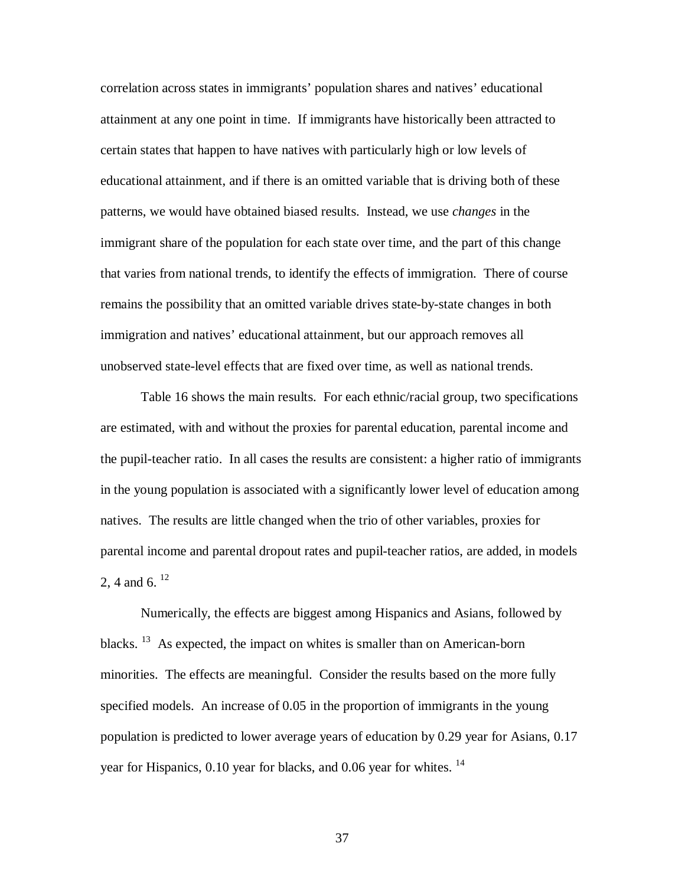correlation across states in immigrants' population shares and natives' educational attainment at any one point in time. If immigrants have historically been attracted to certain states that happen to have natives with particularly high or low levels of educational attainment, and if there is an omitted variable that is driving both of these patterns, we would have obtained biased results. Instead, we use *changes* in the immigrant share of the population for each state over time, and the part of this change that varies from national trends, to identify the effects of immigration. There of course remains the possibility that an omitted variable drives state-by-state changes in both immigration and natives' educational attainment, but our approach removes all unobserved state-level effects that are fixed over time, as well as national trends.

Table 16 shows the main results. For each ethnic/racial group, two specifications are estimated, with and without the proxies for parental education, parental income and the pupil-teacher ratio. In all cases the results are consistent: a higher ratio of immigrants in the young population is associated with a significantly lower level of education among natives. The results are little changed when the trio of other variables, proxies for parental income and parental dropout rates and pupil-teacher ratios, are added, in models 2, 4 and 6. [12]

Numerically, the effects are biggest among Hispanics and Asians, followed by blacks. [13] As expected, the impact on whites is smaller than on American-born minorities. The effects are meaningful. Consider the results based on the more fully specified models. An increase of 0.05 in the proportion of immigrants in the young population is predicted to lower average years of education by 0.29 year for Asians, 0.17 year for Hispanics, 0.10 year for blacks, and 0.06 year for whites. [14]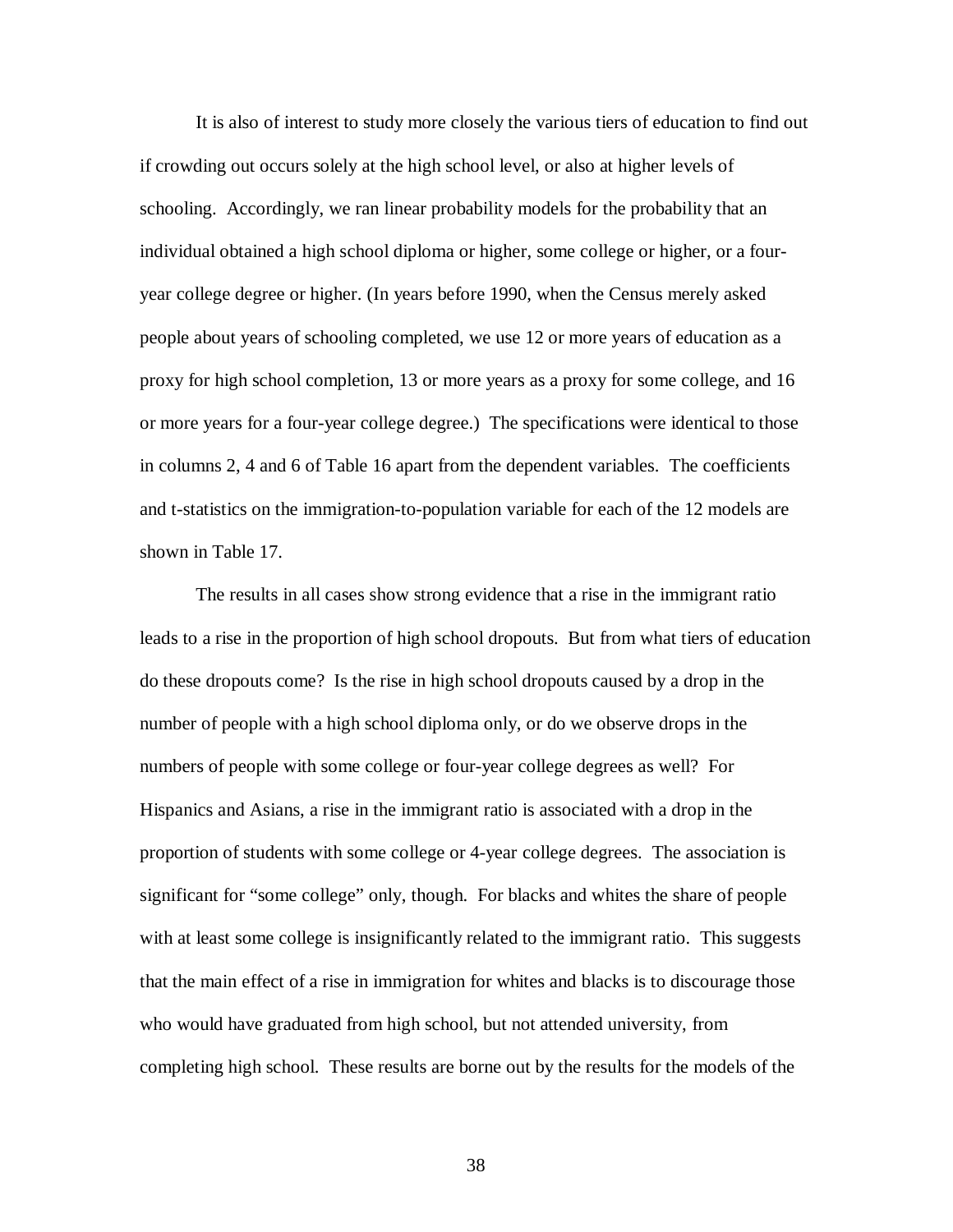It is also of interest to study more closely the various tiers of education to find out if crowding out occurs solely at the high school level, or also at higher levels of schooling. Accordingly, we ran linear probability models for the probability that an individual obtained a high school diploma or higher, some college or higher, or a four-year college degree or higher. (In years before 1990, when the Census merely asked people about years of schooling completed, we use 12 or more years of education as a proxy for high school completion, 13 or more years as a proxy for some college, and 16 or more years for a four-year college degree.) The specifications were identical to those in columns 2, 4 and 6 of Table 16 apart from the dependent variables. The coefficients and t-statistics on the immigration-to-population variable for each of the 12 models are shown in Table 17.

The results in all cases show strong evidence that a rise in the immigrant ratio leads to a rise in the proportion of high school dropouts. But from what tiers of education do these dropouts come? Is the rise in high school dropouts caused by a drop in the number of people with a high school diploma only, or do we observe drops in the numbers of people with some college or four-year college degrees as well? For Hispanics and Asians, a rise in the immigrant ratio is associated with a drop in the proportion of students with some college or 4-year college degrees. The association is significant for "some college" only, though. For blacks and whites the share of people with at least some college is insignificantly related to the immigrant ratio. This suggests that the main effect of a rise in immigration for whites and blacks is to discourage those who would have graduated from high school, but not attended university, from completing high school. These results are borne out by the results for the models of the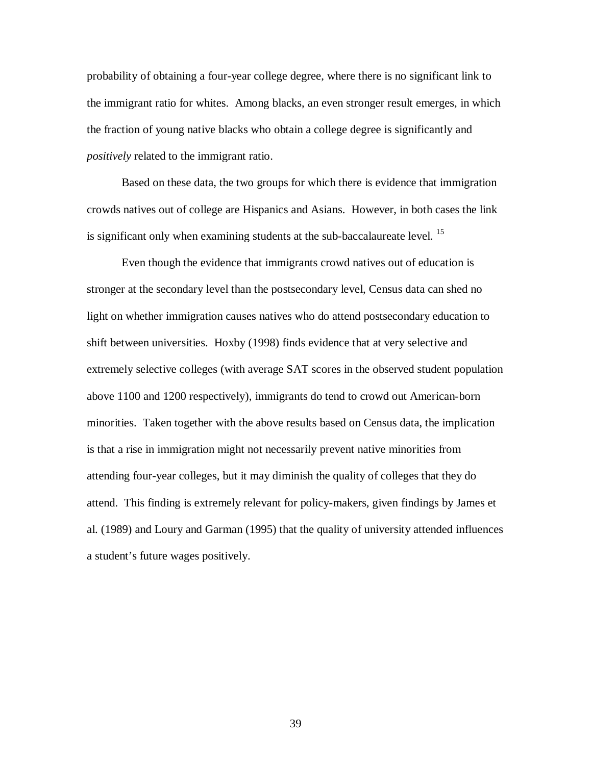probability of obtaining a four-year college degree, where there is no significant link to the immigrant ratio for whites. Among blacks, an even stronger result emerges, in which the fraction of young native blacks who obtain a college degree is significantly and *positively* related to the immigrant ratio.

Based on these data, the two groups for which there is evidence that immigration crowds natives out of college are Hispanics and Asians. However, in both cases the link is significant only when examining students at the sub-baccalaureate level. [15]

Even though the evidence that immigrants crowd natives out of education is stronger at the secondary level than the postsecondary level, Census data can shed no light on whether immigration causes natives who do attend postsecondary education to shift between universities. Hoxby (1998) finds evidence that at very selective and extremely selective colleges (with average SAT scores in the observed student population above 1100 and 1200 respectively), immigrants do tend to crowd out American-born minorities. Taken together with the above results based on Census data, the implication is that a rise in immigration might not necessarily prevent native minorities from attending four-year colleges, but it may diminish the quality of colleges that they do attend. This finding is extremely relevant for policy-makers, given findings by James et al. (1989) and Loury and Garman (1995) that the quality of university attended influences a student's future wages positively.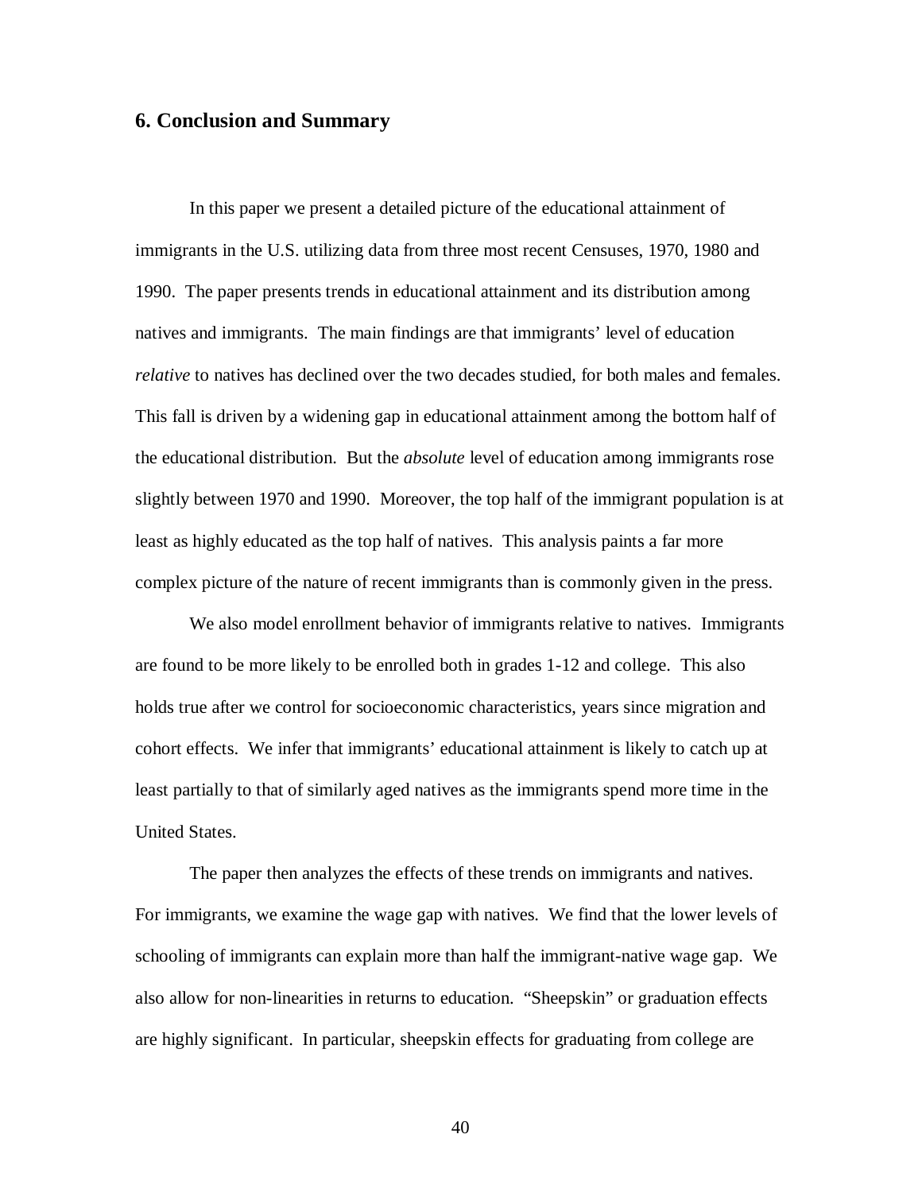## 6. Conclusion and Summary

In this paper we present a detailed picture of the educational attainment of immigrants in the U.S. utilizing data from three most recent Censuses, 1970, 1980 and 1990. The paper presents trends in educational attainment and its distribution among natives and immigrants. The main findings are that immigrants' level of education *relative* to natives has declined over the two decades studied, for both males and females. This fall is driven by a widening gap in educational attainment among the bottom half of the educational distribution. But the *absolute* level of education among immigrants rose slightly between 1970 and 1990. Moreover, the top half of the immigrant population is at least as highly educated as the top half of natives. This analysis paints a far more complex picture of the nature of recent immigrants than is commonly given in the press.

We also model enrollment behavior of immigrants relative to natives. Immigrants are found to be more likely to be enrolled both in grades 1-12 and college. This also holds true after we control for socioeconomic characteristics, years since migration and cohort effects. We infer that immigrants' educational attainment is likely to catch up at least partially to that of similarly aged natives as the immigrants spend more time in the United States.

The paper then analyzes the effects of these trends on immigrants and natives. For immigrants, we examine the wage gap with natives. We find that the lower levels of schooling of immigrants can explain more than half the immigrant-native wage gap. We also allow for non-linearities in returns to education. "Sheepskin" or graduation effects are highly significant. In particular, sheepskin effects for graduating from college are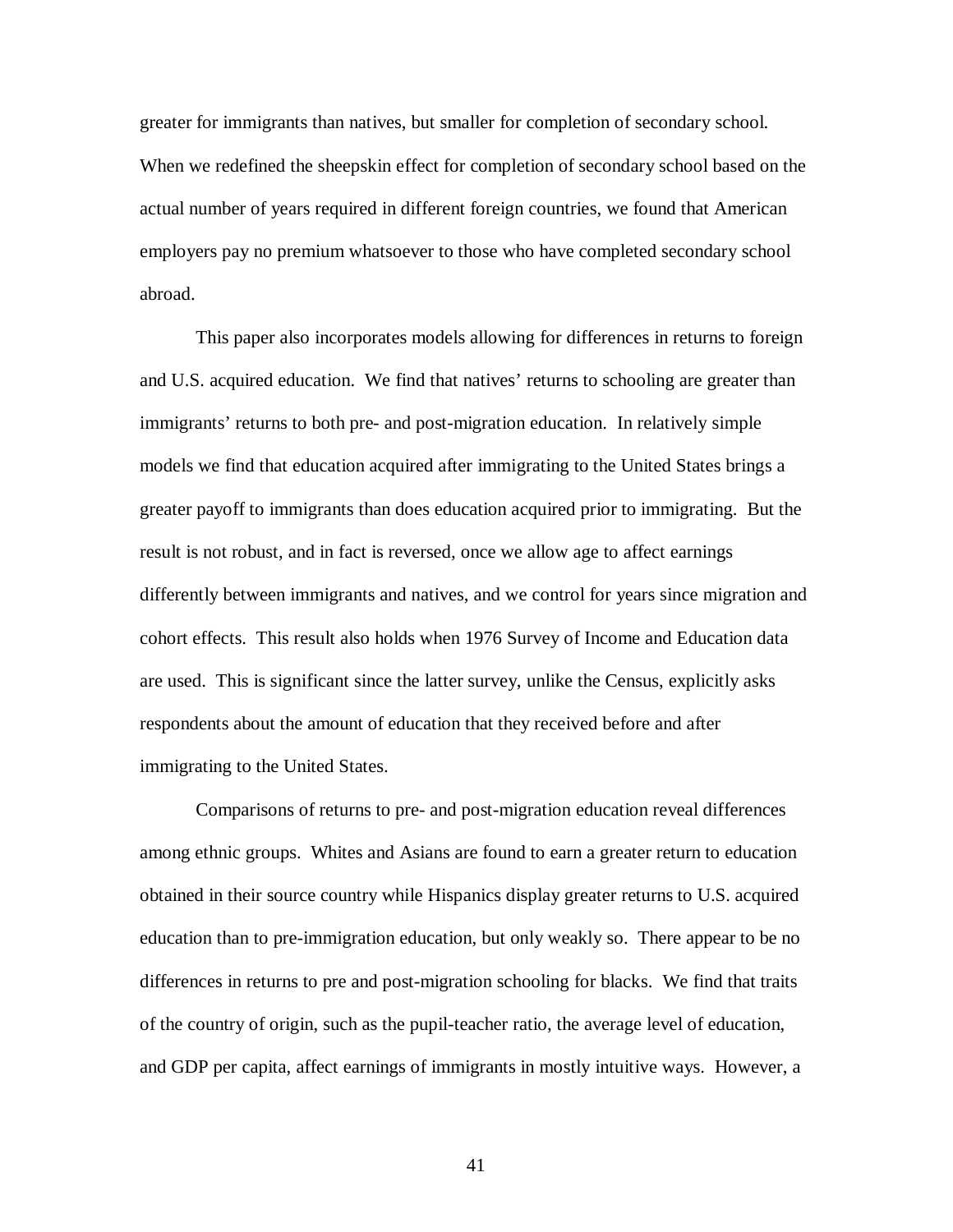greater for immigrants than natives, but smaller for completion of secondary school. When we redefined the sheepskin effect for completion of secondary school based on the actual number of years required in different foreign countries, we found that American employers pay no premium whatsoever to those who have completed secondary school abroad.

This paper also incorporates models allowing for differences in returns to foreign and U.S. acquired education. We find that natives' returns to schooling are greater than immigrants' returns to both pre- and post-migration education. In relatively simple models we find that education acquired after immigrating to the United States brings a greater payoff to immigrants than does education acquired prior to immigrating. But the result is not robust, and in fact is reversed, once we allow age to affect earnings differently between immigrants and natives, and we control for years since migration and cohort effects. This result also holds when 1976 Survey of Income and Education data are used. This is significant since the latter survey, unlike the Census, explicitly asks respondents about the amount of education that they received before and after immigrating to the United States.

Comparisons of returns to pre- and post-migration education reveal differences among ethnic groups. Whites and Asians are found to earn a greater return to education obtained in their source country while Hispanics display greater returns to U.S. acquired education than to pre-immigration education, but only weakly so. There appear to be no differences in returns to pre and post-migration schooling for blacks. We find that traits of the country of origin, such as the pupil-teacher ratio, the average level of education, and GDP per capita, affect earnings of immigrants in mostly intuitive ways. However, a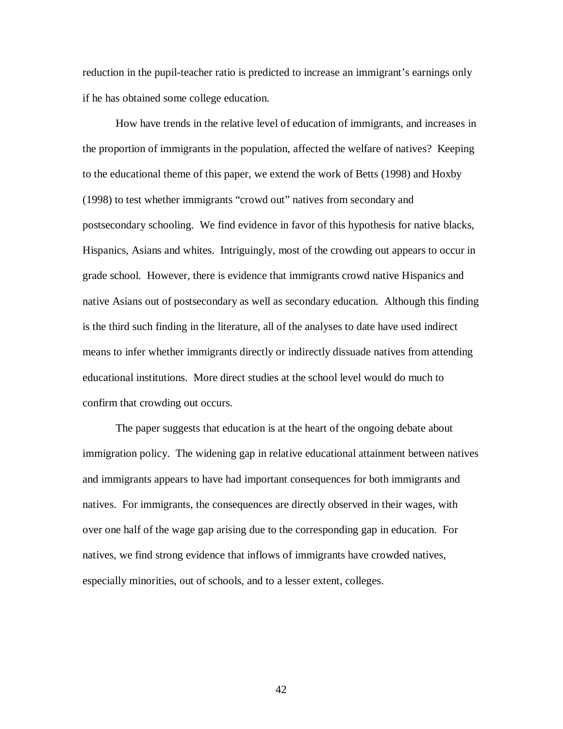reduction in the pupil-teacher ratio is predicted to increase an immigrant's earnings only if he has obtained some college education.

How have trends in the relative level of education of immigrants, and increases in the proportion of immigrants in the population, affected the welfare of natives? Keeping to the educational theme of this paper, we extend the work of Betts (1998) and Hoxby (1998) to test whether immigrants "crowd out" natives from secondary and postsecondary schooling. We find evidence in favor of this hypothesis for native blacks, Hispanics, Asians and whites. Intriguingly, most of the crowding out appears to occur in grade school. However, there is evidence that immigrants crowd native Hispanics and native Asians out of postsecondary as well as secondary education. Although this finding is the third such finding in the literature, all of the analyses to date have used indirect means to infer whether immigrants directly or indirectly dissuade natives from attending educational institutions. More direct studies at the school level would do much to confirm that crowding out occurs.

The paper suggests that education is at the heart of the ongoing debate about immigration policy. The widening gap in relative educational attainment between natives and immigrants appears to have had important consequences for both immigrants and natives. For immigrants, the consequences are directly observed in their wages, with over one half of the wage gap arising due to the corresponding gap in education. For natives, we find strong evidence that inflows of immigrants have crowded natives, especially minorities, out of schools, and to a lesser extent, colleges.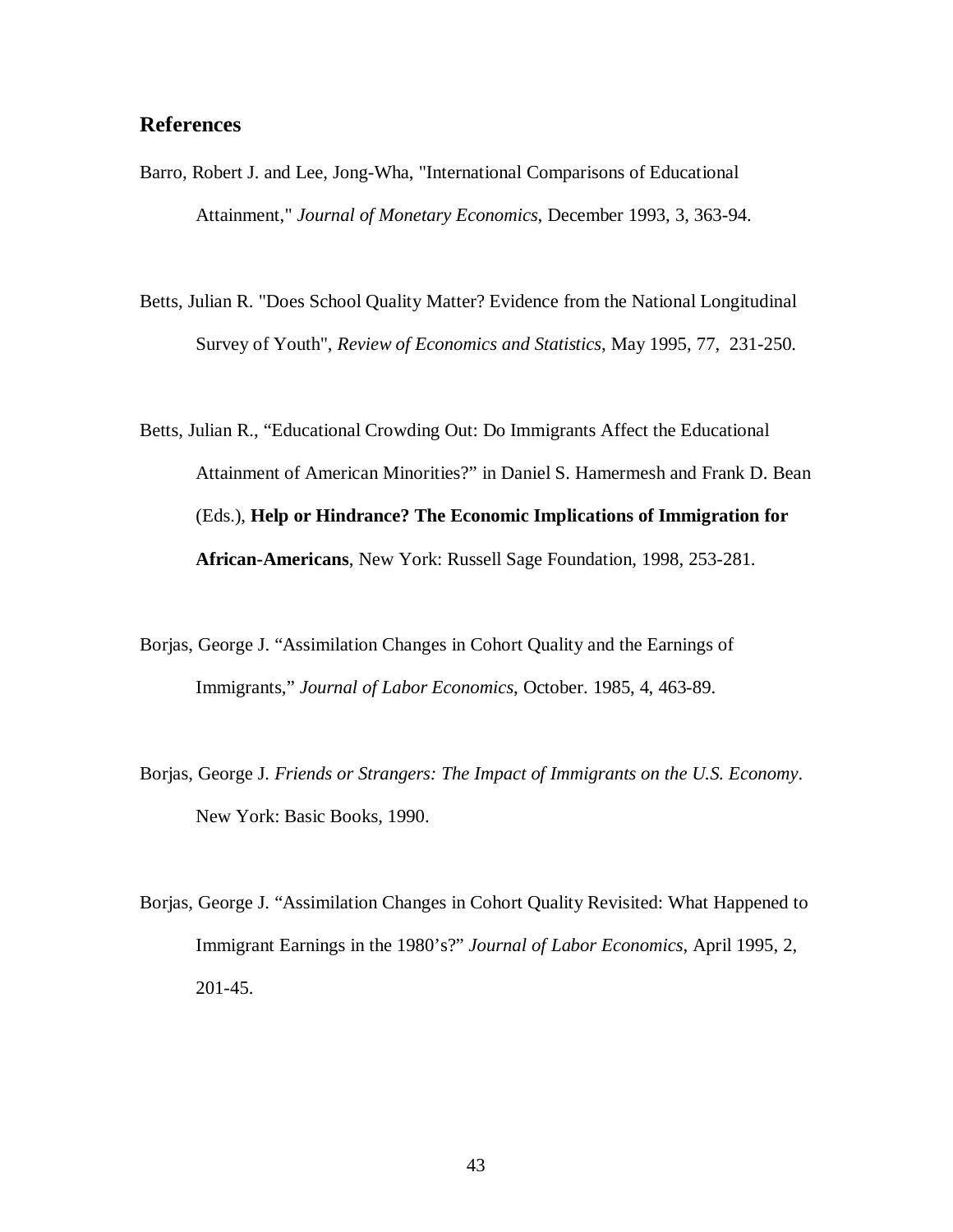## References

Barro, Robert J. and Lee, Jong-Wha, "International Comparisons of Educational Attainment," *Journal of Monetary Economics*, December 1993, 3, 363-94.

Betts, Julian R. "Does School Quality Matter? Evidence from the National Longitudinal Survey of Youth", *Review of Economics and Statistics*, May 1995, 77, 231-250.

Betts, Julian R., "Educational Crowding Out: Do Immigrants Affect the Educational Attainment of American Minorities?" in Daniel S. Hamermesh and Frank D. Bean (Eds.), **Help or Hindrance? The Economic Implications of Immigration for African-Americans**, New York: Russell Sage Foundation, 1998, 253-281.

Borjas, George J. "Assimilation Changes in Cohort Quality and the Earnings of Immigrants," *Journal of Labor Economics*, October. 1985, 4, 463-89.

Borjas, George J. *Friends or Strangers: The Impact of Immigrants on the U.S. Economy*. New York: Basic Books, 1990.

Borjas, George J. "Assimilation Changes in Cohort Quality Revisited: What Happened to Immigrant Earnings in the 1980's?" *Journal of Labor Economics*, April 1995, 2, 201-45.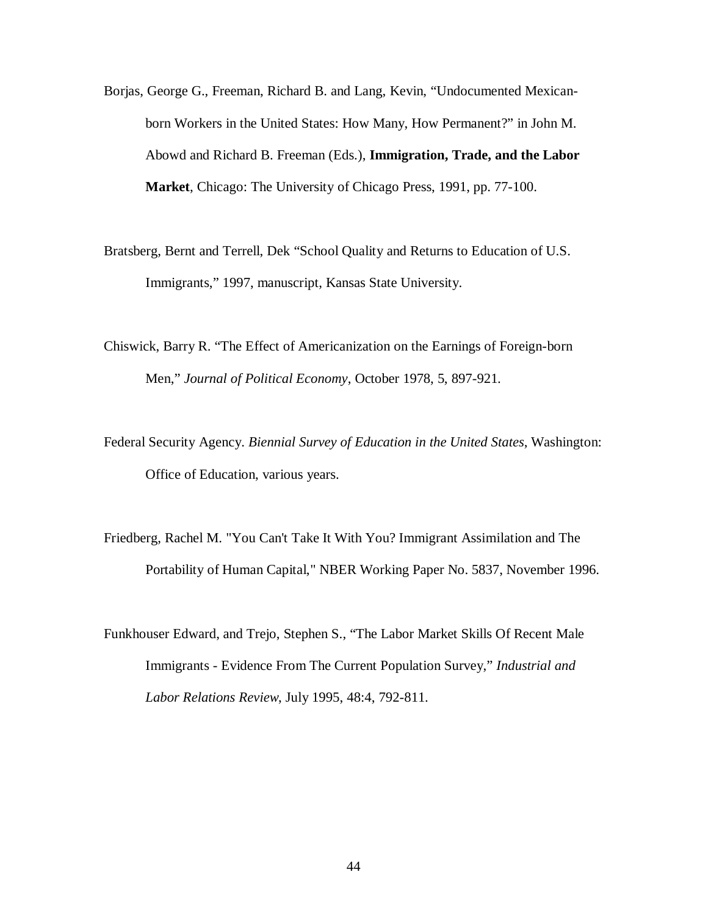Borjas, George G., Freeman, Richard B. and Lang, Kevin, "Undocumented Mexican-born Workers in the United States: How Many, How Permanent?" in John M. Abowd and Richard B. Freeman (Eds.), **Immigration, Trade, and the Labor Market**, Chicago: The University of Chicago Press, 1991, pp. 77-100.

Bratsberg, Bernt and Terrell, Dek "School Quality and Returns to Education of U.S. Immigrants," 1997, manuscript, Kansas State University.

Chiswick, Barry R. "The Effect of Americanization on the Earnings of Foreign-born Men," *Journal of Political Economy*, October 1978, 5, 897-921.

Federal Security Agency. *Biennial Survey of Education in the United States*, Washington: Office of Education, various years.

Friedberg, Rachel M. "You Can't Take It With You? Immigrant Assimilation and The Portability of Human Capital," NBER Working Paper No. 5837, November 1996.

Funkhouser Edward, and Trejo, Stephen S., "The Labor Market Skills Of Recent Male Immigrants - Evidence From The Current Population Survey," *Industrial and Labor Relations Review*, July 1995, 48:4, 792-811.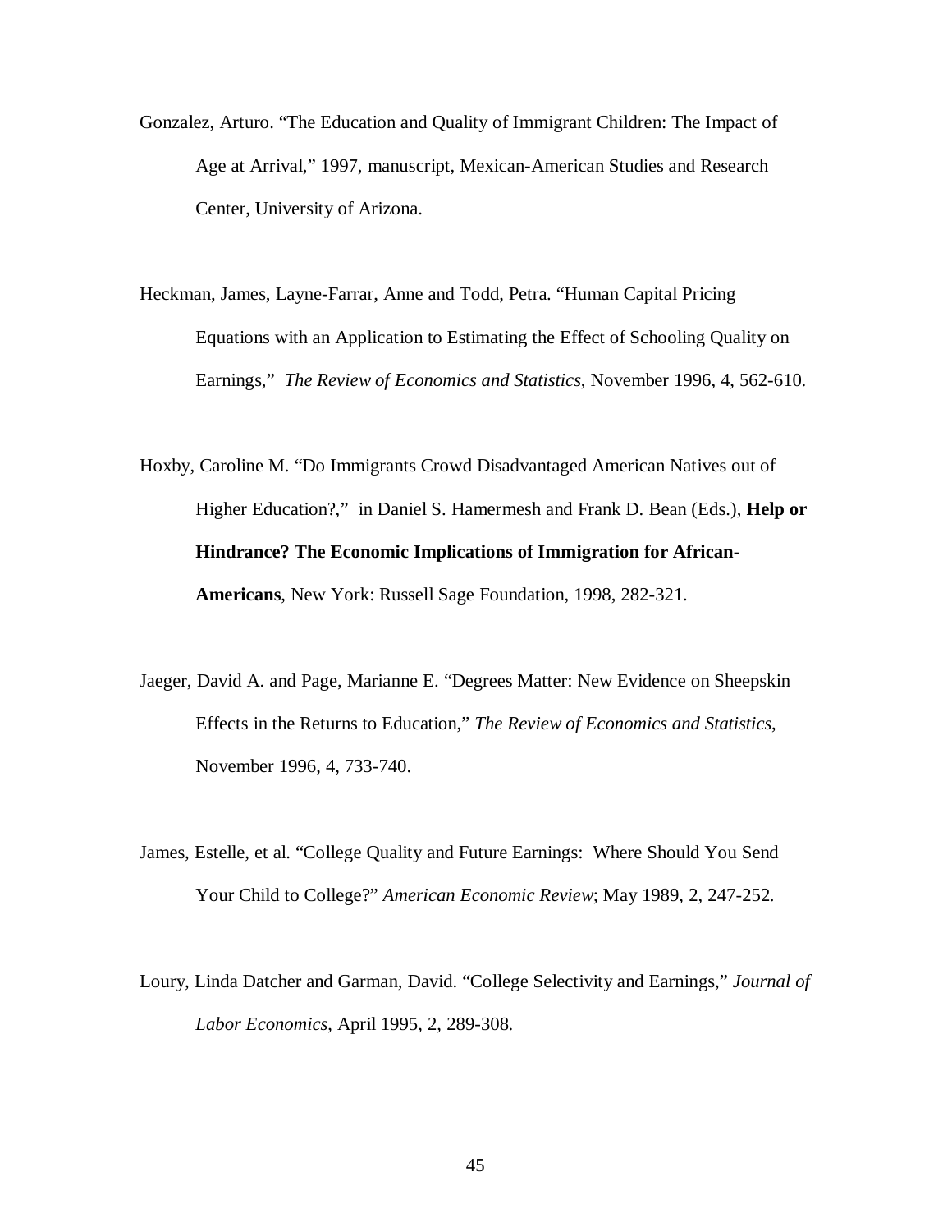Gonzalez, Arturo. "The Education and Quality of Immigrant Children: The Impact of Age at Arrival," 1997, manuscript, Mexican-American Studies and Research Center, University of Arizona.

Heckman, James, Layne-Farrar, Anne and Todd, Petra. "Human Capital Pricing Equations with an Application to Estimating the Effect of Schooling Quality on Earnings," *The Review of Economics and Statistics*, November 1996, 4, 562-610.

Hoxby, Caroline M. "Do Immigrants Crowd Disadvantaged American Natives out of Higher Education?," in Daniel S. Hamermesh and Frank D. Bean (Eds.), **Help or Hindrance? The Economic Implications of Immigration for African-Americans**, New York: Russell Sage Foundation, 1998, 282-321.

Jaeger, David A. and Page, Marianne E. "Degrees Matter: New Evidence on Sheepskin Effects in the Returns to Education," *The Review of Economics and Statistics*, November 1996, 4, 733-740.

James, Estelle, et al. "College Quality and Future Earnings: Where Should You Send Your Child to College?" *American Economic Review*; May 1989, 2, 247-252.

Loury, Linda Datcher and Garman, David. "College Selectivity and Earnings," *Journal of Labor Economics*, April 1995, 2, 289-308.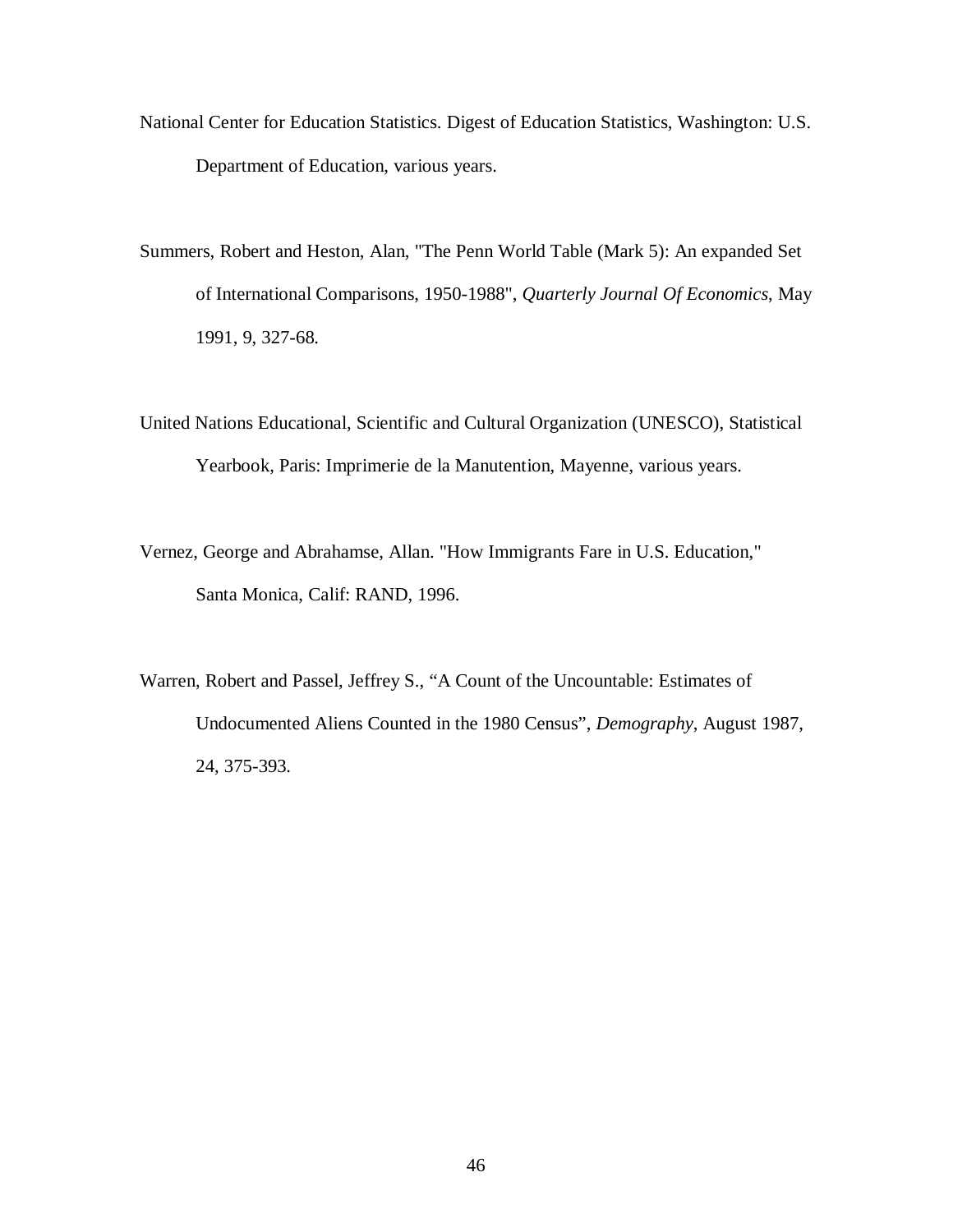National Center for Education Statistics. Digest of Education Statistics, Washington: U.S. Department of Education, various years.

Summers, Robert and Heston, Alan, "The Penn World Table (Mark 5): An expanded Set of International Comparisons, 1950-1988", *Quarterly Journal Of Economics*, May 1991, 9, 327-68.

United Nations Educational, Scientific and Cultural Organization (UNESCO), Statistical Yearbook, Paris: Imprimerie de la Manutention, Mayenne, various years.

Vernez, George and Abrahamse, Allan. "How Immigrants Fare in U.S. Education," Santa Monica, Calif: RAND, 1996.

Warren, Robert and Passel, Jeffrey S., "A Count of the Uncountable: Estimates of Undocumented Aliens Counted in the 1980 Census", *Demography*, August 1987, 24, 375-393.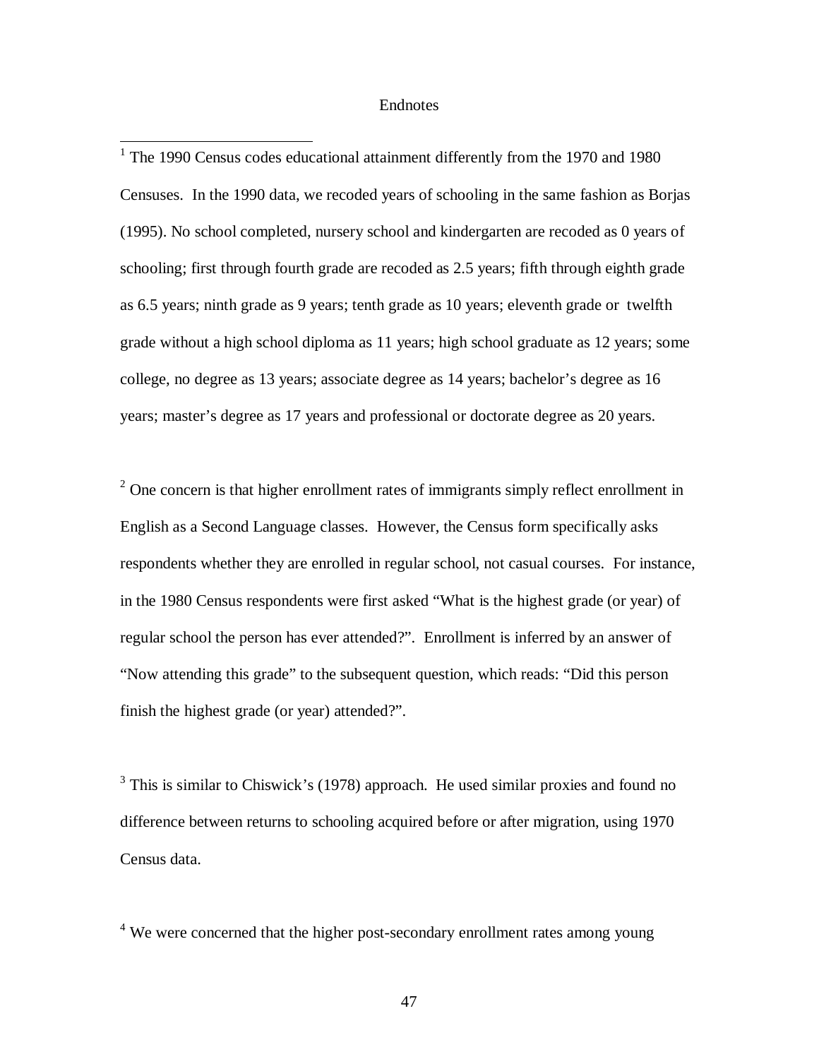# Endnotes

[1] The 1990 Census codes educational attainment differently from the 1970 and 1980 Censuses. In the 1990 data, we recoded years of schooling in the same fashion as Borjas (1995). No school completed, nursery school and kindergarten are recoded as 0 years of schooling; first through fourth grade are recoded as 2.5 years; fifth through eighth grade as 6.5 years; ninth grade as 9 years; tenth grade as 10 years; eleventh grade or twelfth grade without a high school diploma as 11 years; high school graduate as 12 years; some college, no degree as 13 years; associate degree as 14 years; bachelor's degree as 16 years; master's degree as 17 years and professional or doctorate degree as 20 years.

[2] One concern is that higher enrollment rates of immigrants simply reflect enrollment in English as a Second Language classes. However, the Census form specifically asks respondents whether they are enrolled in regular school, not casual courses. For instance, in the 1980 Census respondents were first asked "What is the highest grade (or year) of regular school the person has ever attended?". Enrollment is inferred by an answer of "Now attending this grade" to the subsequent question, which reads: "Did this person finish the highest grade (or year) attended?".

[3] This is similar to Chiswick's (1978) approach. He used similar proxies and found no difference between returns to schooling acquired before or after migration, using 1970 Census data.

[4] We were concerned that the higher post-secondary enrollment rates among young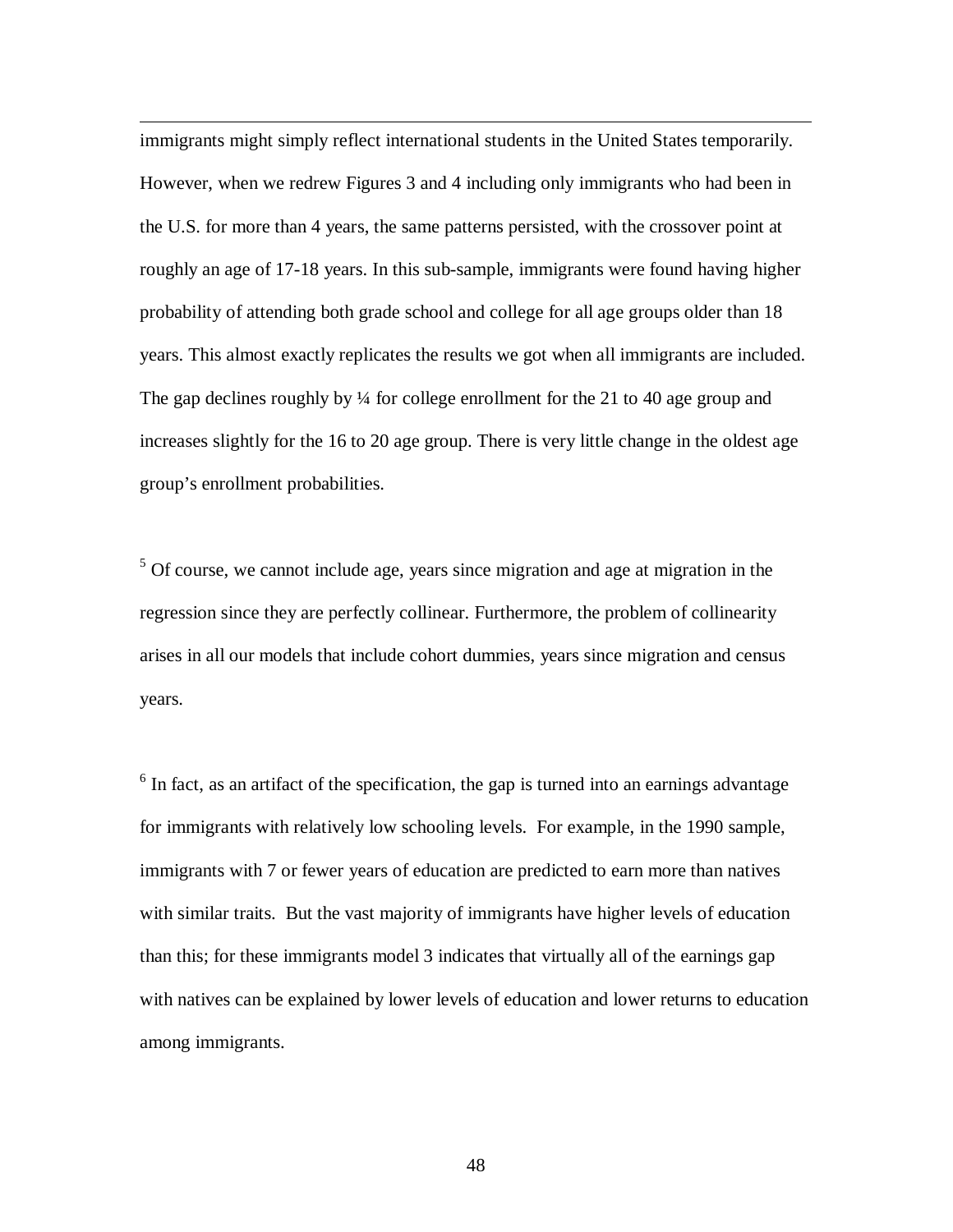immigrants might simply reflect international students in the United States temporarily. However, when we redrew Figures 3 and 4 including only immigrants who had been in the U.S. for more than 4 years, the same patterns persisted, with the crossover point at roughly an age of 17-18 years. In this sub-sample, immigrants were found having higher probability of attending both grade school and college for all age groups older than 18 years. This almost exactly replicates the results we got when all immigrants are included. The gap declines roughly by ¼ for college enrollment for the 21 to 40 age group and increases slightly for the 16 to 20 age group. There is very little change in the oldest age group's enrollment probabilities.

[5] Of course, we cannot include age, years since migration and age at migration in the regression since they are perfectly collinear. Furthermore, the problem of collinearity arises in all our models that include cohort dummies, years since migration and census years.

[6] In fact, as an artifact of the specification, the gap is turned into an earnings advantage for immigrants with relatively low schooling levels. For example, in the 1990 sample, immigrants with 7 or fewer years of education are predicted to earn more than natives with similar traits. But the vast majority of immigrants have higher levels of education than this; for these immigrants model 3 indicates that virtually all of the earnings gap with natives can be explained by lower levels of education and lower returns to education among immigrants.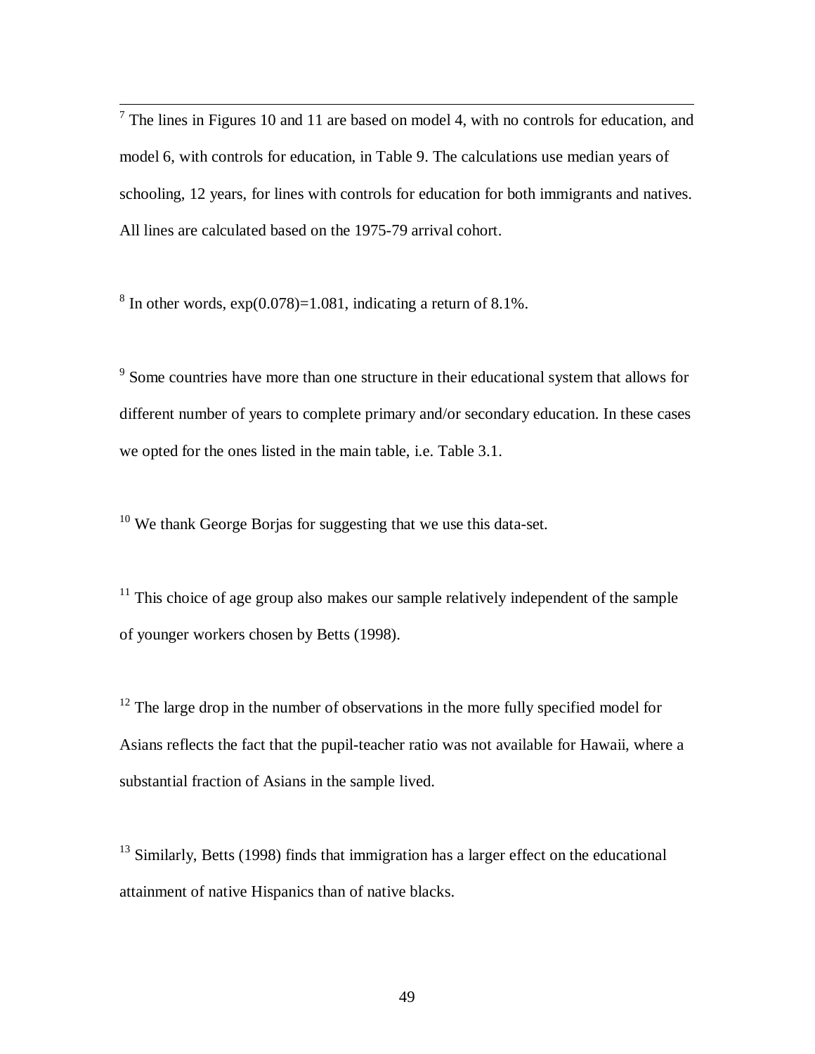[7] The lines in Figures 10 and 11 are based on model 4, with no controls for education, and model 6, with controls for education, in Table 9. The calculations use median years of schooling, 12 years, for lines with controls for education for both immigrants and natives. All lines are calculated based on the 1975-79 arrival cohort.

[8] In other words, $\exp(0.078)=1.081$, indicating a return of 8.1%.

[9] Some countries have more than one structure in their educational system that allows for different number of years to complete primary and/or secondary education. In these cases we opted for the ones listed in the main table, i.e. Table 3.1.

[10] We thank George Borjas for suggesting that we use this data-set.

[11] This choice of age group also makes our sample relatively independent of the sample of younger workers chosen by Betts (1998).

[12] The large drop in the number of observations in the more fully specified model for Asians reflects the fact that the pupil-teacher ratio was not available for Hawaii, where a substantial fraction of Asians in the sample lived.

[13] Similarly, Betts (1998) finds that immigration has a larger effect on the educational attainment of native Hispanics than of native blacks.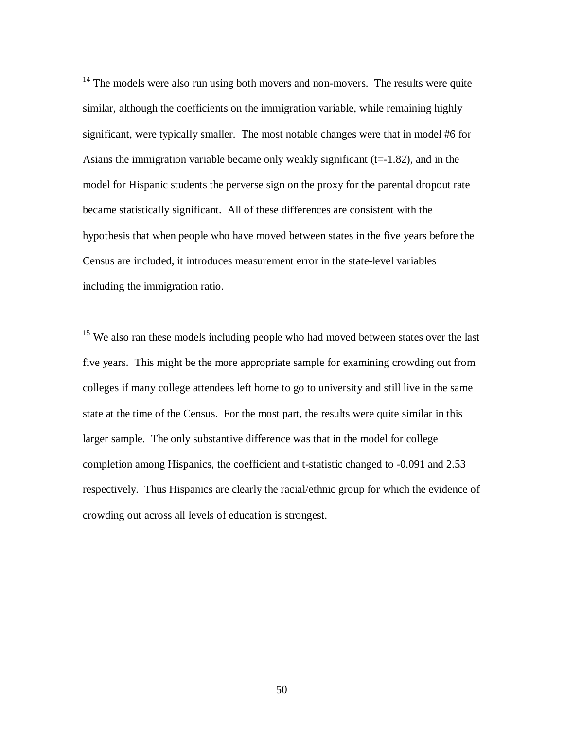[14] The models were also run using both movers and non-movers. The results were quite similar, although the coefficients on the immigration variable, while remaining highly significant, were typically smaller. The most notable changes were that in model #6 for Asians the immigration variable became only weakly significant (t=-1.82), and in the model for Hispanic students the perverse sign on the proxy for the parental dropout rate became statistically significant. All of these differences are consistent with the hypothesis that when people who have moved between states in the five years before the Census are included, it introduces measurement error in the state-level variables including the immigration ratio.

[15] We also ran these models including people who had moved between states over the last five years. This might be the more appropriate sample for examining crowding out from colleges if many college attendees left home to go to university and still live in the same state at the time of the Census. For the most part, the results were quite similar in this larger sample. The only substantive difference was that in the model for college completion among Hispanics, the coefficient and t-statistic changed to -0.091 and 2.53 respectively. Thus Hispanics are clearly the racial/ethnic group for which the evidence of crowding out across all levels of education is strongest.